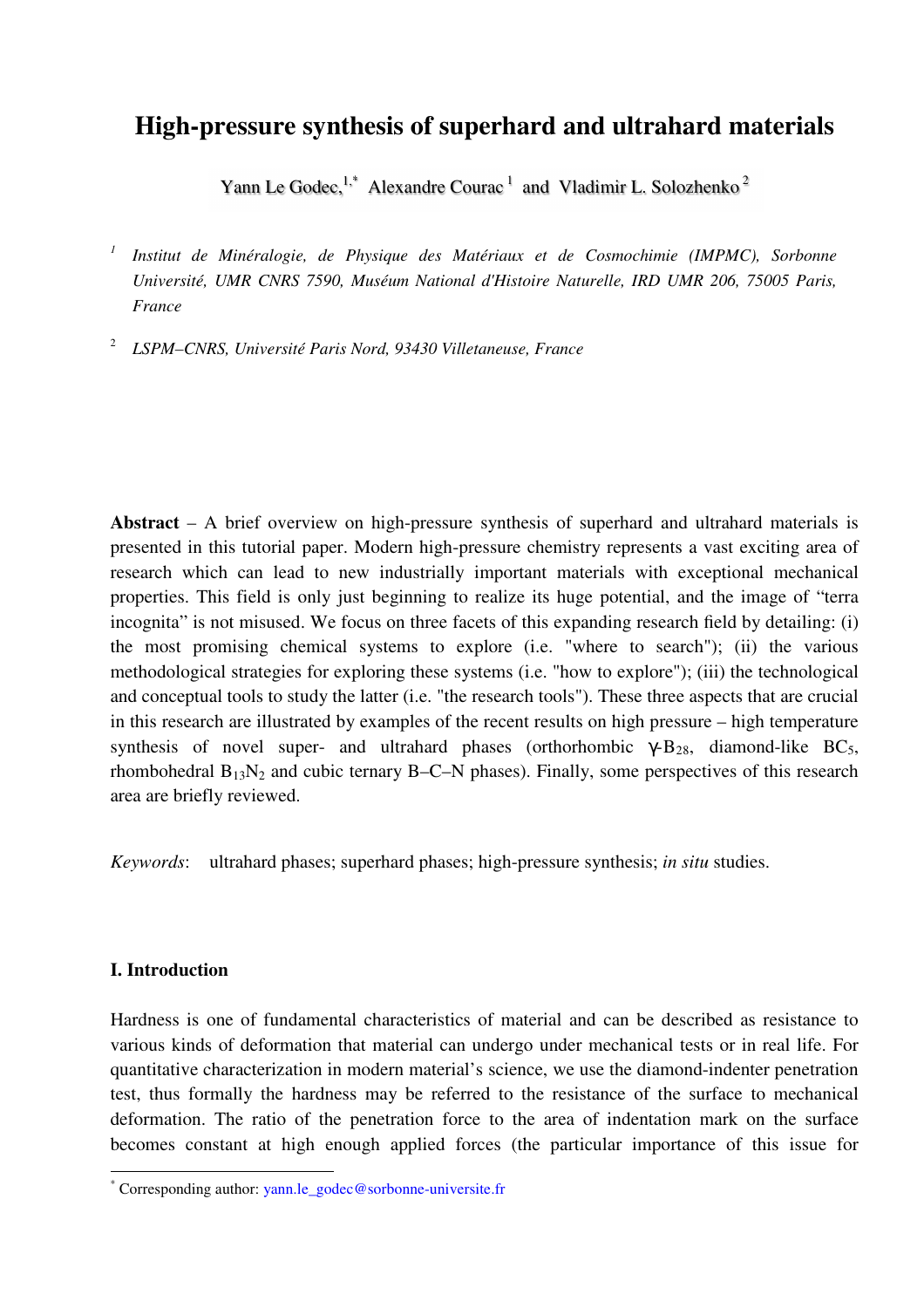# High-pressure synthesis of superhard and ultrahard materials

Yann Le Godec,[1,*] Alexandre Courac [1] and Vladimir L. Solozhenko [2]

[1] *Institut de Minéralogie, de Physique des Matériaux et de Cosmochimie (IMPMC), Sorbonne Université, UMR CNRS 7590, Muséum National d'Histoire Naturelle, IRD UMR 206, 75005 Paris, France*

[2] *LSPM–CNRS, Université Paris Nord, 93430 Villetaneuse, France*

**Abstract** – A brief overview on high-pressure synthesis of superhard and ultrahard materials is presented in this tutorial paper. Modern high-pressure chemistry represents a vast exciting area of research which can lead to new industrially important materials with exceptional mechanical properties. This field is only just beginning to realize its huge potential, and the image of "terra incognita" is not misused. We focus on three facets of this expanding research field by detailing: (i) the most promising chemical systems to explore (i.e. "where to search"); (ii) the various methodological strategies for exploring these systems (i.e. "how to explore"); (iii) the technological and conceptual tools to study the latter (i.e. "the research tools"). These three aspects that are crucial in this research are illustrated by examples of the recent results on high pressure – high temperature synthesis of novel super- and ultrahard phases (orthorhombic $\gamma$-$B_{28}$, diamond-like $BC_5$, rhombohedral $B_{13}N_2$ and cubic ternary B–C–N phases). Finally, some perspectives of this research area are briefly reviewed.

*Keywords*: ultrahard phases; superhard phases; high-pressure synthesis; *in situ* studies.

## I. Introduction

Hardness is one of fundamental characteristics of material and can be described as resistance to various kinds of deformation that material can undergo under mechanical tests or in real life. For quantitative characterization in modern material's science, we use the diamond-indenter penetration test, thus formally the hardness may be referred to the resistance of the surface to mechanical deformation. The ratio of the penetration force to the area of indentation mark on the surface becomes constant at high enough applied forces (the particular importance of this issue for

[*] Corresponding author: yann.le_godec@sorbonne-universite.fr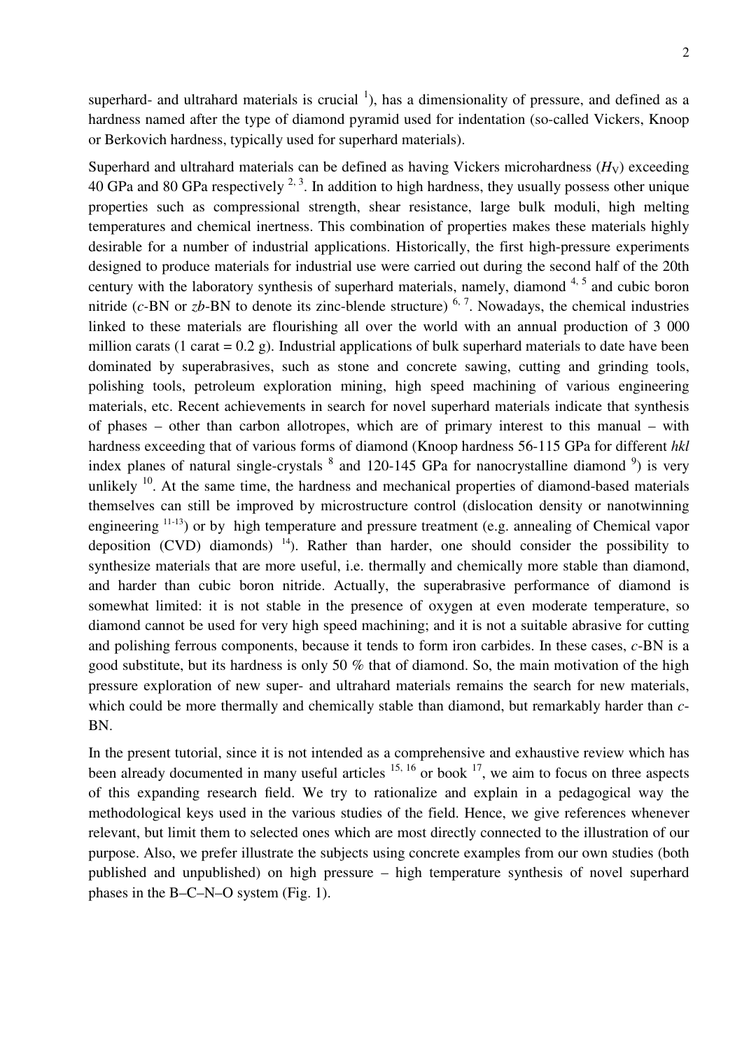superhard- and ultrahard materials is crucial [1]), has a dimensionality of pressure, and defined as a hardness named after the type of diamond pyramid used for indentation (so-called Vickers, Knoop or Berkovich hardness, typically used for superhard materials).

Superhard and ultrahard materials can be defined as having Vickers microhardness ($H_V$) exceeding 40 GPa and 80 GPa respectively [2, 3]. In addition to high hardness, they usually possess other unique properties such as compressional strength, shear resistance, large bulk moduli, high melting temperatures and chemical inertness. This combination of properties makes these materials highly desirable for a number of industrial applications. Historically, the first high-pressure experiments designed to produce materials for industrial use were carried out during the second half of the 20th century with the laboratory synthesis of superhard materials, namely, diamond [4, 5] and cubic boron nitride (*c*-BN or *zb*-BN to denote its zinc-blende structure) [6, 7]. Nowadays, the chemical industries linked to these materials are flourishing all over the world with an annual production of 3 000 million carats (1 carat = 0.2 g). Industrial applications of bulk superhard materials to date have been dominated by superabrasives, such as stone and concrete sawing, cutting and grinding tools, polishing tools, petroleum exploration mining, high speed machining of various engineering materials, etc. Recent achievements in search for novel superhard materials indicate that synthesis of phases – other than carbon allotropes, which are of primary interest to this manual – with hardness exceeding that of various forms of diamond (Knoop hardness 56-115 GPa for different *hkl* index planes of natural single-crystals [8] and 120-145 GPa for nanocrystalline diamond [9]) is very unlikely [10]. At the same time, the hardness and mechanical properties of diamond-based materials themselves can still be improved by microstructure control (dislocation density or nanotwinning engineering [11-13]) or by high temperature and pressure treatment (e.g. annealing of Chemical vapor deposition (CVD) diamonds) [14]). Rather than harder, one should consider the possibility to synthesize materials that are more useful, i.e. thermally and chemically more stable than diamond, and harder than cubic boron nitride. Actually, the superabrasive performance of diamond is somewhat limited: it is not stable in the presence of oxygen at even moderate temperature, so diamond cannot be used for very high speed machining; and it is not a suitable abrasive for cutting and polishing ferrous components, because it tends to form iron carbides. In these cases, *c*-BN is a good substitute, but its hardness is only 50 % that of diamond. So, the main motivation of the high pressure exploration of new super- and ultrahard materials remains the search for new materials, which could be more thermally and chemically stable than diamond, but remarkably harder than *c*-BN.

In the present tutorial, since it is not intended as a comprehensive and exhaustive review which has been already documented in many useful articles [15, 16] or book [17], we aim to focus on three aspects of this expanding research field. We try to rationalize and explain in a pedagogical way the methodological keys used in the various studies of the field. Hence, we give references whenever relevant, but limit them to selected ones which are most directly connected to the illustration of our purpose. Also, we prefer illustrate the subjects using concrete examples from our own studies (both published and unpublished) on high pressure – high temperature synthesis of novel superhard phases in the B–C–N–O system (Fig. 1).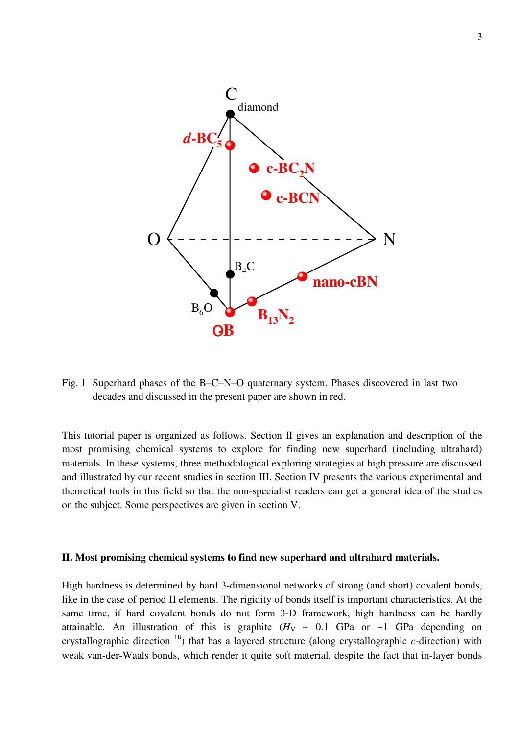Fig. 1 Superhard phases of the B–C–N–O quaternary system. Phases discovered in last two decades and discussed in the present paper are shown in red.

This tutorial paper is organized as follows. Section II gives an explanation and description of the most promising chemical systems to explore for finding new superhard (including ultrahard) materials. In these systems, three methodological exploring strategies at high pressure are discussed and illustrated by our recent studies in section III. Section IV presents the various experimental and theoretical tools in this field so that the non-specialist readers can get a general idea of the studies on the subject. Some perspectives are given in section V.

## II. Most promising chemical systems to find new superhard and ultrahard materials.

High hardness is determined by hard 3-dimensional networks of strong (and short) covalent bonds, like in the case of period II elements. The rigidity of bonds itself is important characteristics. At the same time, if hard covalent bonds do not form 3-D framework, high hardness can be hardly attainable. An illustration of this is graphite ($H_V$ ~ 0.1 GPa or ~1 GPa depending on crystallographic direction [18]) that has a layered structure (along crystallographic *c*-direction) with weak van-der-Waals bonds, which render it quite soft material, despite the fact that in-layer bonds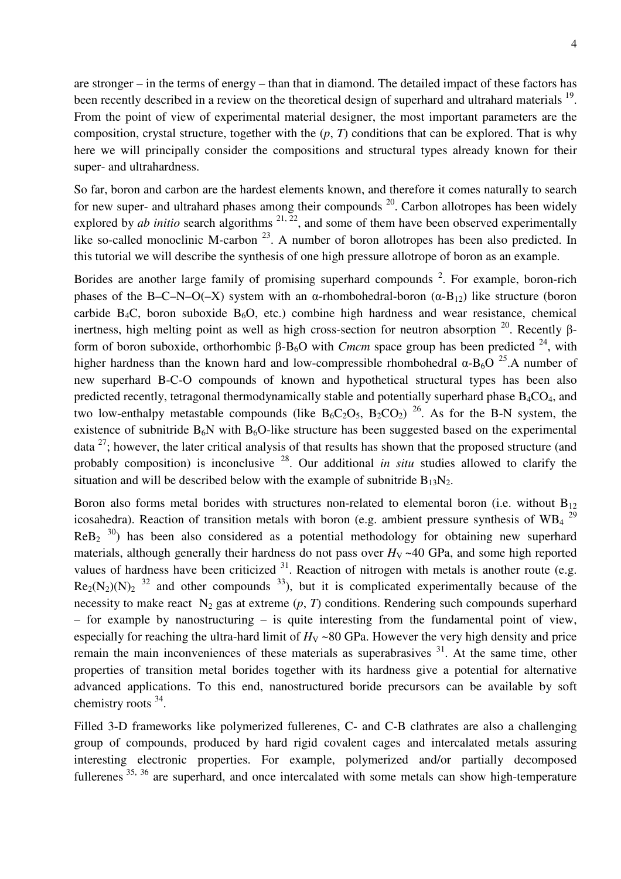are stronger – in the terms of energy – than that in diamond. The detailed impact of these factors has been recently described in a review on the theoretical design of superhard and ultrahard materials [19]. From the point of view of experimental material designer, the most important parameters are the composition, crystal structure, together with the ($p$, $T$) conditions that can be explored. That is why here we will principally consider the compositions and structural types already known for their super- and ultrahardness.

So far, boron and carbon are the hardest elements known, and therefore it comes naturally to search for new super- and ultrahard phases among their compounds [20]. Carbon allotropes has been widely explored by *ab initio* search algorithms [21, 22], and some of them have been observed experimentally like so-called monoclinic M-carbon [23]. A number of boron allotropes has been also predicted. In this tutorial we will describe the synthesis of one high pressure allotrope of boron as an example.

Borides are another large family of promising superhard compounds [2]. For example, boron-rich phases of the B–C–N–O(–X) system with an α-rhombohedral-boron (α-$B_{12}$) like structure (boron carbide $B_4C$, boron suboxide $B_6O$, etc.) combine high hardness and wear resistance, chemical inertness, high melting point as well as high cross-section for neutron absorption [20]. Recently β-form of boron suboxide, orthorhombic β-$B_6O$ with *Cmcm* space group has been predicted [24], with higher hardness than the known hard and low-compressible rhombohedral α-$B_6O$ [25].A number of new superhard B-C-O compounds of known and hypothetical structural types has been also predicted recently, tetragonal thermodynamically stable and potentially superhard phase $B_4CO_4$, and two low-enthalpy metastable compounds (like $B_6C_2O_5$, $B_2CO_2$) [26]. As for the B-N system, the existence of subnitride $B_6N$ with $B_6O$-like structure has been suggested based on the experimental data [27]; however, the later critical analysis of that results has shown that the proposed structure (and probably composition) is inconclusive [28]. Our additional *in situ* studies allowed to clarify the situation and will be described below with the example of subnitride $B_{13}N_2$.

Boron also forms metal borides with structures non-related to elemental boron (i.e. without $B_{12}$ icosahedra). Reaction of transition metals with boron (e.g. ambient pressure synthesis of $WB_4$ [29] $ReB_2$ [30]) has been also considered as a potential methodology for obtaining new superhard materials, although generally their hardness do not pass over $H_V$ ~40 GPa, and some high reported values of hardness have been criticized [31]. Reaction of nitrogen with metals is another route (e.g. $Re_2(N_2)(N)_2$ [32] and other compounds [33]), but it is complicated experimentally because of the necessity to make react $N_2$ gas at extreme ($p$, $T$) conditions. Rendering such compounds superhard – for example by nanostructuring – is quite interesting from the fundamental point of view, especially for reaching the ultra-hard limit of $H_V$ ~80 GPa. However the very high density and price remain the main inconveniences of these materials as superabrasives [31]. At the same time, other properties of transition metal borides together with its hardness give a potential for alternative advanced applications. To this end, nanostructured boride precursors can be available by soft chemistry roots [34].

Filled 3-D frameworks like polymerized fullerenes, C- and C-B clathrates are also a challenging group of compounds, produced by hard rigid covalent cages and intercalated metals assuring interesting electronic properties. For example, polymerized and/or partially decomposed fullerenes [35, 36] are superhard, and once intercalated with some metals can show high-temperature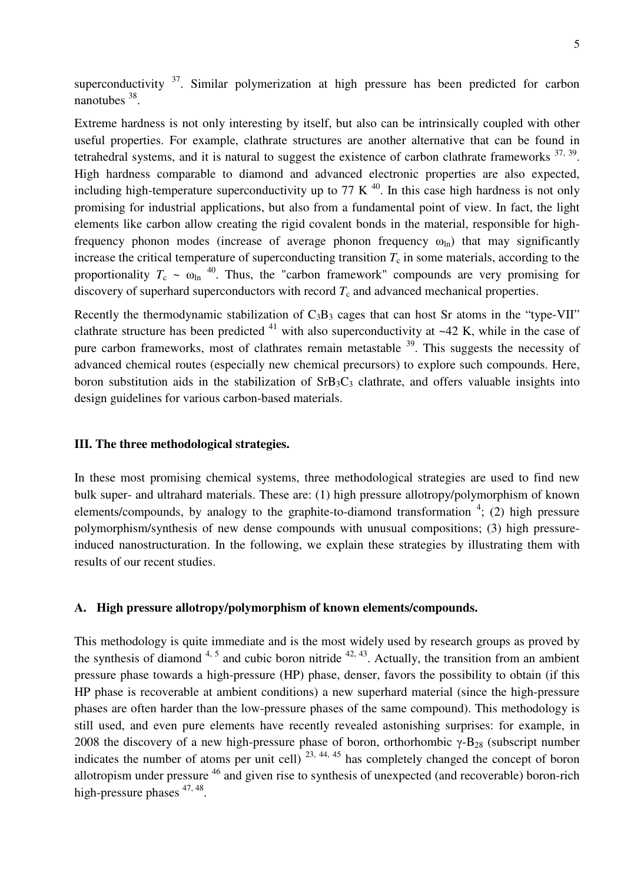superconductivity [37]. Similar polymerization at high pressure has been predicted for carbon nanotubes [38].

Extreme hardness is not only interesting by itself, but also can be intrinsically coupled with other useful properties. For example, clathrate structures are another alternative that can be found in tetrahedral systems, and it is natural to suggest the existence of carbon clathrate frameworks [37, 39]. High hardness comparable to diamond and advanced electronic properties are also expected, including high-temperature superconductivity up to 77 K [40]. In this case high hardness is not only promising for industrial applications, but also from a fundamental point of view. In fact, the light elements like carbon allow creating the rigid covalent bonds in the material, responsible for high-frequency phonon modes (increase of average phonon frequency $\omega_{ln}$) that may significantly increase the critical temperature of superconducting transition $T_c$ in some materials, according to the proportionality $T_c \sim \omega_{ln}$ [40]. Thus, the "carbon framework" compounds are very promising for discovery of superhard superconductors with record $T_c$ and advanced mechanical properties.

Recently the thermodynamic stabilization of $C_3B_3$ cages that can host Sr atoms in the "type-VII" clathrate structure has been predicted [41] with also superconductivity at ~42 K, while in the case of pure carbon frameworks, most of clathrates remain metastable [39]. This suggests the necessity of advanced chemical routes (especially new chemical precursors) to explore such compounds. Here, boron substitution aids in the stabilization of $SrB_3C_3$ clathrate, and offers valuable insights into design guidelines for various carbon-based materials.

## III. The three methodological strategies.

In these most promising chemical systems, three methodological strategies are used to find new bulk super- and ultrahard materials. These are: (1) high pressure allotropy/polymorphism of known elements/compounds, by analogy to the graphite-to-diamond transformation [4]; (2) high pressure polymorphism/synthesis of new dense compounds with unusual compositions; (3) high pressure-induced nanostructuration. In the following, we explain these strategies by illustrating them with results of our recent studies.

### A. High pressure allotropy/polymorphism of known elements/compounds.

This methodology is quite immediate and is the most widely used by research groups as proved by the synthesis of diamond [4, 5] and cubic boron nitride [42, 43]. Actually, the transition from an ambient pressure phase towards a high-pressure (HP) phase, denser, favors the possibility to obtain (if this HP phase is recoverable at ambient conditions) a new superhard material (since the high-pressure phases are often harder than the low-pressure phases of the same compound). This methodology is still used, and even pure elements have recently revealed astonishing surprises: for example, in 2008 the discovery of a new high-pressure phase of boron, orthorhombic $\gamma$-$B_{28}$ (subscript number indicates the number of atoms per unit cell) [23, 44, 45] has completely changed the concept of boron allotropism under pressure [46] and given rise to synthesis of unexpected (and recoverable) boron-rich high-pressure phases [47, 48].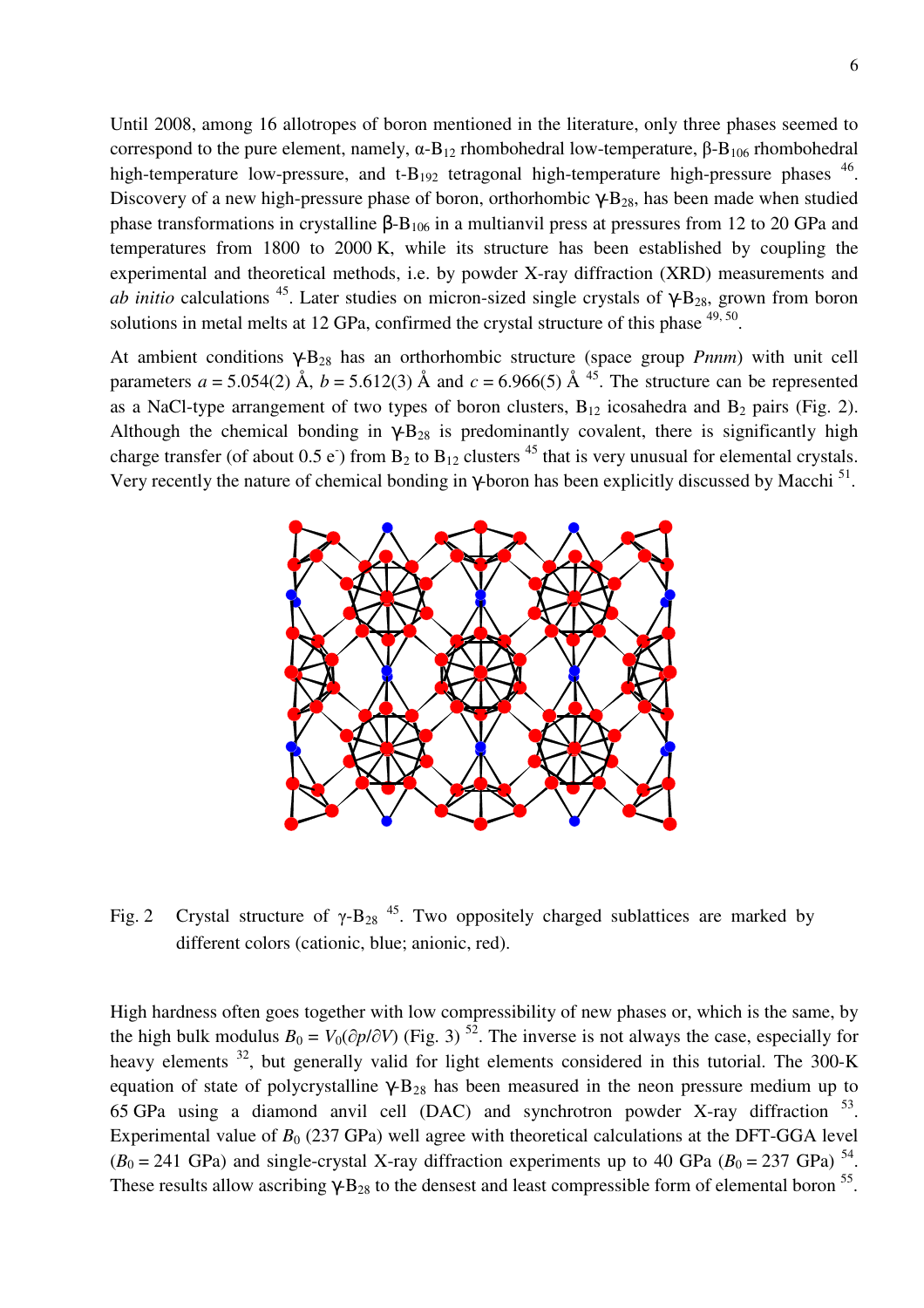Until 2008, among 16 allotropes of boron mentioned in the literature, only three phases seemed to correspond to the pure element, namely, α-$B_{12}$ rhombohedral low-temperature, β-$B_{106}$ rhombohedral high-temperature low-pressure, and t-$B_{192}$ tetragonal high-temperature high-pressure phases [46]. Discovery of a new high-pressure phase of boron, orthorhombic γ-$B_{28}$, has been made when studied phase transformations in crystalline β-$B_{106}$ in a multianvil press at pressures from 12 to 20 GPa and temperatures from 1800 to 2000 K, while its structure has been established by coupling the experimental and theoretical methods, i.e. by powder X-ray diffraction (XRD) measurements and *ab initio* calculations [45]. Later studies on micron-sized single crystals of γ-$B_{28}$, grown from boron solutions in metal melts at 12 GPa, confirmed the crystal structure of this phase [49, 50].

At ambient conditions γ-$B_{28}$ has an orthorhombic structure (space group *Pnnm*) with unit cell parameters $a$ = 5.054(2) Å, $b$ = 5.612(3) Å and $c$ = 6.966(5) Å [45]. The structure can be represented as a NaCl-type arrangement of two types of boron clusters, $B_{12}$ icosahedra and $B_2$ pairs (Fig. 2). Although the chemical bonding in γ-$B_{28}$ is predominantly covalent, there is significantly high charge transfer (of about 0.5 $e^-$) from $B_2$ to $B_{12}$ clusters [45] that is very unusual for elemental crystals. Very recently the nature of chemical bonding in γ-boron has been explicitly discussed by Macchi [51].

Fig. 2 Crystal structure of γ-$B_{28}$ [45]. Two oppositely charged sublattices are marked by different colors (cationic, blue; anionic, red).

High hardness often goes together with low compressibility of new phases or, which is the same, by the high bulk modulus $B_0 = V_0(\partial p/\partial V)$ (Fig. 3) [52]. The inverse is not always the case, especially for heavy elements [32], but generally valid for light elements considered in this tutorial. The 300-K equation of state of polycrystalline γ-$B_{28}$ has been measured in the neon pressure medium up to 65 GPa using a diamond anvil cell (DAC) and synchrotron powder X-ray diffraction [53]. Experimental value of $B_0$ (237 GPa) well agree with theoretical calculations at the DFT-GGA level ($B_0$ = 241 GPa) and single-crystal X-ray diffraction experiments up to 40 GPa ($B_0$ = 237 GPa) [54]. These results allow ascribing γ-$B_{28}$ to the densest and least compressible form of elemental boron [55].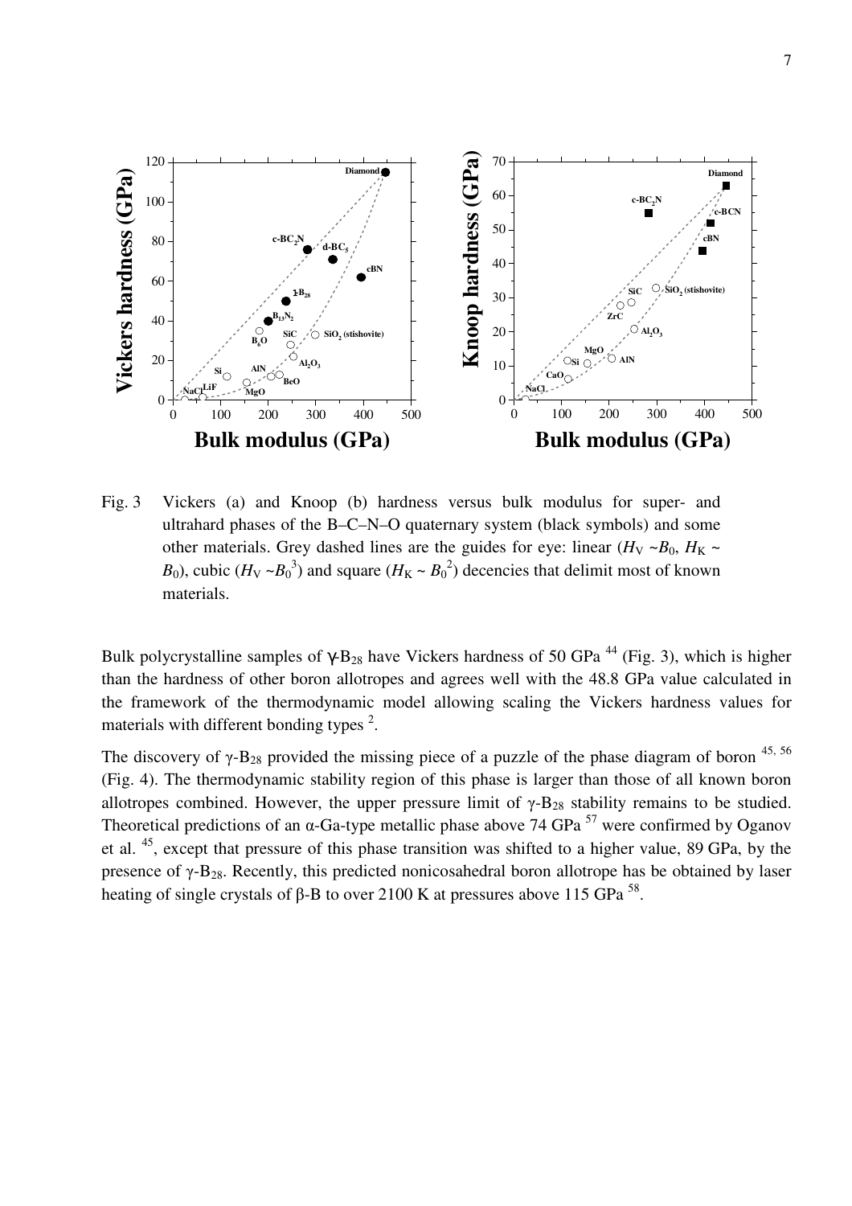Fig. 3 Vickers (a) and Knoop (b) hardness versus bulk modulus for super- and ultrahard phases of the B–C–N–O quaternary system (black symbols) and some other materials. Grey dashed lines are the guides for eye: linear ($H_V \sim B_0$, $H_K \sim B_0$), cubic ($H_V \sim B_0^3$) and square ($H_K \sim B_0^2$) decencies that delimit most of known materials.

Bulk polycrystalline samples of γ-$B_{28}$ have Vickers hardness of 50 GPa [44] (Fig. 3), which is higher than the hardness of other boron allotropes and agrees well with the 48.8 GPa value calculated in the framework of the thermodynamic model allowing scaling the Vickers hardness values for materials with different bonding types [2].

The discovery of γ-$B_{28}$ provided the missing piece of a puzzle of the phase diagram of boron [45, 56] (Fig. 4). The thermodynamic stability region of this phase is larger than those of all known boron allotropes combined. However, the upper pressure limit of γ-$B_{28}$ stability remains to be studied. Theoretical predictions of an α-Ga-type metallic phase above 74 GPa [57] were confirmed by Oganov et al. [45], except that pressure of this phase transition was shifted to a higher value, 89 GPa, by the presence of γ-$B_{28}$. Recently, this predicted nonicosahedral boron allotrope has be obtained by laser heating of single crystals of β-B to over 2100 K at pressures above 115 GPa [58].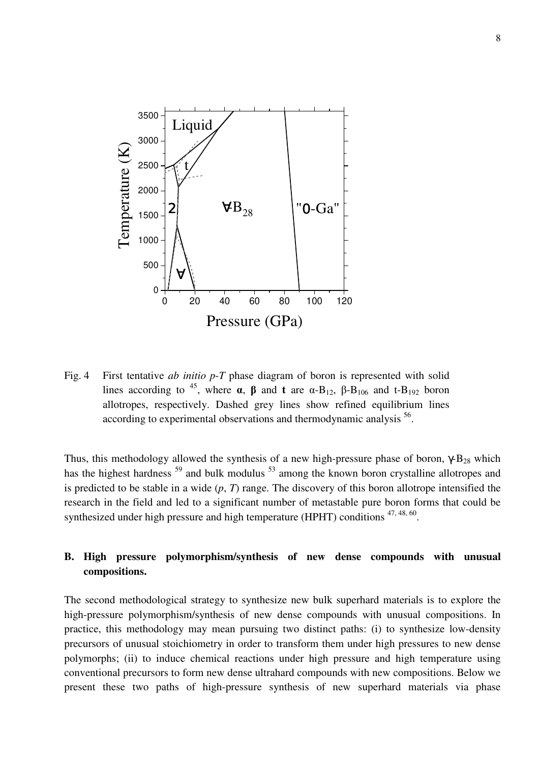Fig. 4 First tentative *ab initio p-T* phase diagram of boron is represented with solid lines according to [45], where **α**, **β** and **t** are α-$B_{12}$, β-$B_{106}$ and t-$B_{192}$ boron allotropes, respectively. Dashed grey lines show refined equilibrium lines according to experimental observations and thermodynamic analysis [56].

Thus, this methodology allowed the synthesis of a new high-pressure phase of boron, γ-$B_{28}$ which has the highest hardness [59] and bulk modulus [53] among the known boron crystalline allotropes and is predicted to be stable in a wide (*p*, *T*) range. The discovery of this boron allotrope intensified the research in the field and led to a significant number of metastable pure boron forms that could be synthesized under high pressure and high temperature (HPHT) conditions [47, 48, 60].

## B. High pressure polymorphism/synthesis of new dense compounds with unusual compositions.

The second methodological strategy to synthesize new bulk superhard materials is to explore the high-pressure polymorphism/synthesis of new dense compounds with unusual compositions. In practice, this methodology may mean pursuing two distinct paths: (i) to synthesize low-density precursors of unusual stoichiometry in order to transform them under high pressures to new dense polymorphs; (ii) to induce chemical reactions under high pressure and high temperature using conventional precursors to form new dense ultrahard compounds with new compositions. Below we present these two paths of high-pressure synthesis of new superhard materials via phase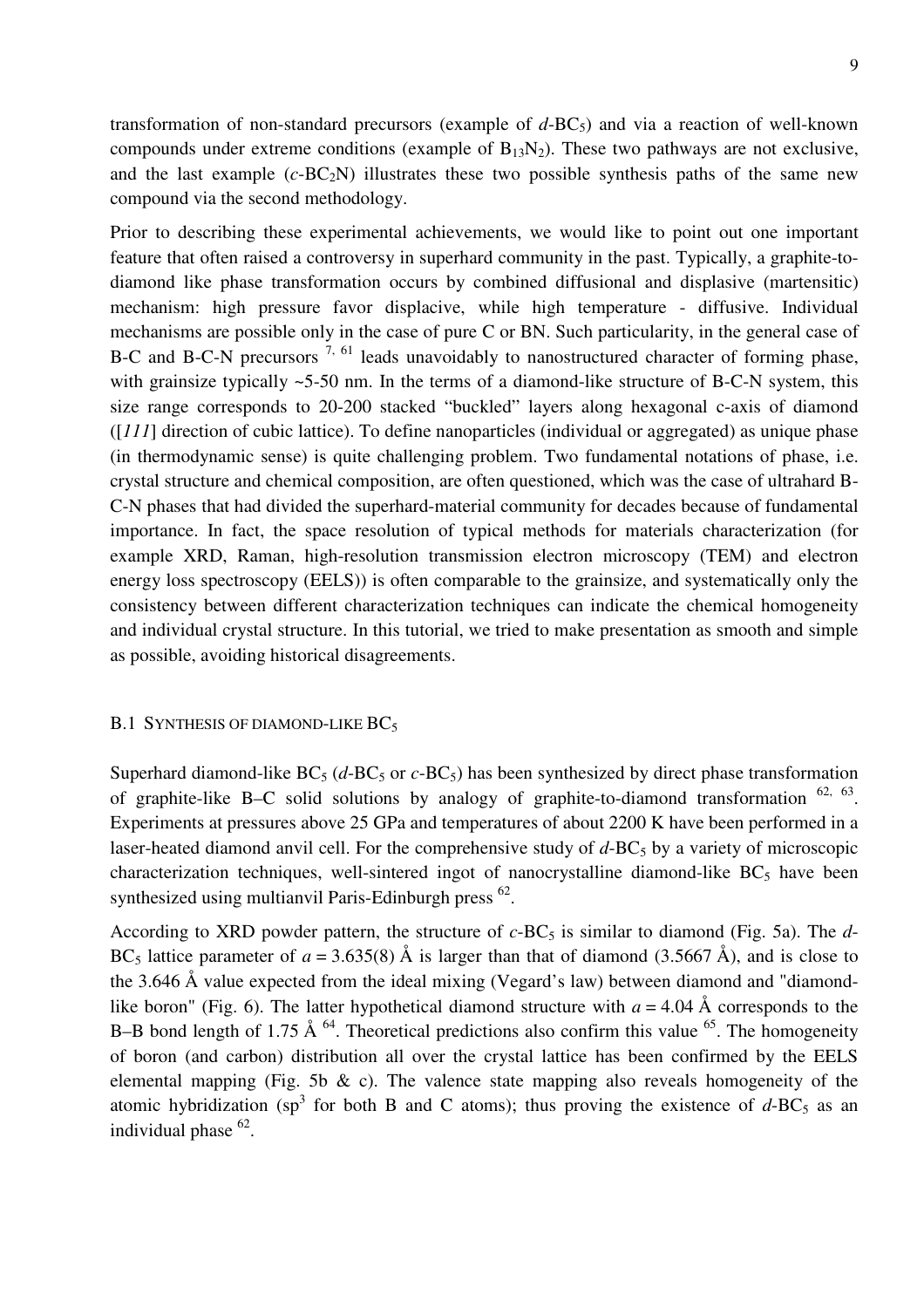transformation of non-standard precursors (example of *d*-$BC_5$) and via a reaction of well-known compounds under extreme conditions (example of $B_{13}N_2$). These two pathways are not exclusive, and the last example (*c*-$BC_2N$) illustrates these two possible synthesis paths of the same new compound via the second methodology.

Prior to describing these experimental achievements, we would like to point out one important feature that often raised a controversy in superhard community in the past. Typically, a graphite-to-diamond like phase transformation occurs by combined diffusional and displasive (martensitic) mechanism: high pressure favor displacive, while high temperature - diffusive. Individual mechanisms are possible only in the case of pure C or BN. Such particularity, in the general case of B-C and B-C-N precursors [7, 61] leads unavoidably to nanostructured character of forming phase, with grainsize typically ~5-50 nm. In the terms of a diamond-like structure of B-C-N system, this size range corresponds to 20-200 stacked "buckled" layers along hexagonal c-axis of diamond ([*111*] direction of cubic lattice). To define nanoparticles (individual or aggregated) as unique phase (in thermodynamic sense) is quite challenging problem. Two fundamental notations of phase, i.e. crystal structure and chemical composition, are often questioned, which was the case of ultrahard B-C-N phases that had divided the superhard-material community for decades because of fundamental importance. In fact, the space resolution of typical methods for materials characterization (for example XRD, Raman, high-resolution transmission electron microscopy (TEM) and electron energy loss spectroscopy (EELS)) is often comparable to the grainsize, and systematically only the consistency between different characterization techniques can indicate the chemical homogeneity and individual crystal structure. In this tutorial, we tried to make presentation as smooth and simple as possible, avoiding historical disagreements.

### B.1 Synthesis of diamond-like $BC_5$

Superhard diamond-like $BC_5$ (*d*-$BC_5$ or *c*-$BC_5$) has been synthesized by direct phase transformation of graphite-like B–C solid solutions by analogy of graphite-to-diamond transformation [62, 63]. Experiments at pressures above 25 GPa and temperatures of about 2200 K have been performed in a laser-heated diamond anvil cell. For the comprehensive study of *d*-$BC_5$ by a variety of microscopic characterization techniques, well-sintered ingot of nanocrystalline diamond-like $BC_5$ have been synthesized using multianvil Paris-Edinburgh press [62].

According to XRD powder pattern, the structure of *c*-$BC_5$ is similar to diamond (Fig. 5a). The *d*-$BC_5$ lattice parameter of $a = 3.635(8)$ Å is larger than that of diamond (3.5667 Å), and is close to the 3.646 Å value expected from the ideal mixing (Vegard's law) between diamond and "diamond-like boron" (Fig. 6). The latter hypothetical diamond structure with $a = 4.04$ Å corresponds to the B–B bond length of 1.75 Å [64]. Theoretical predictions also confirm this value [65]. The homogeneity of boron (and carbon) distribution all over the crystal lattice has been confirmed by the EELS elemental mapping (Fig. 5b & c). The valence state mapping also reveals homogeneity of the atomic hybridization ($sp^3$ for both B and C atoms); thus proving the existence of *d*-$BC_5$ as an individual phase [62].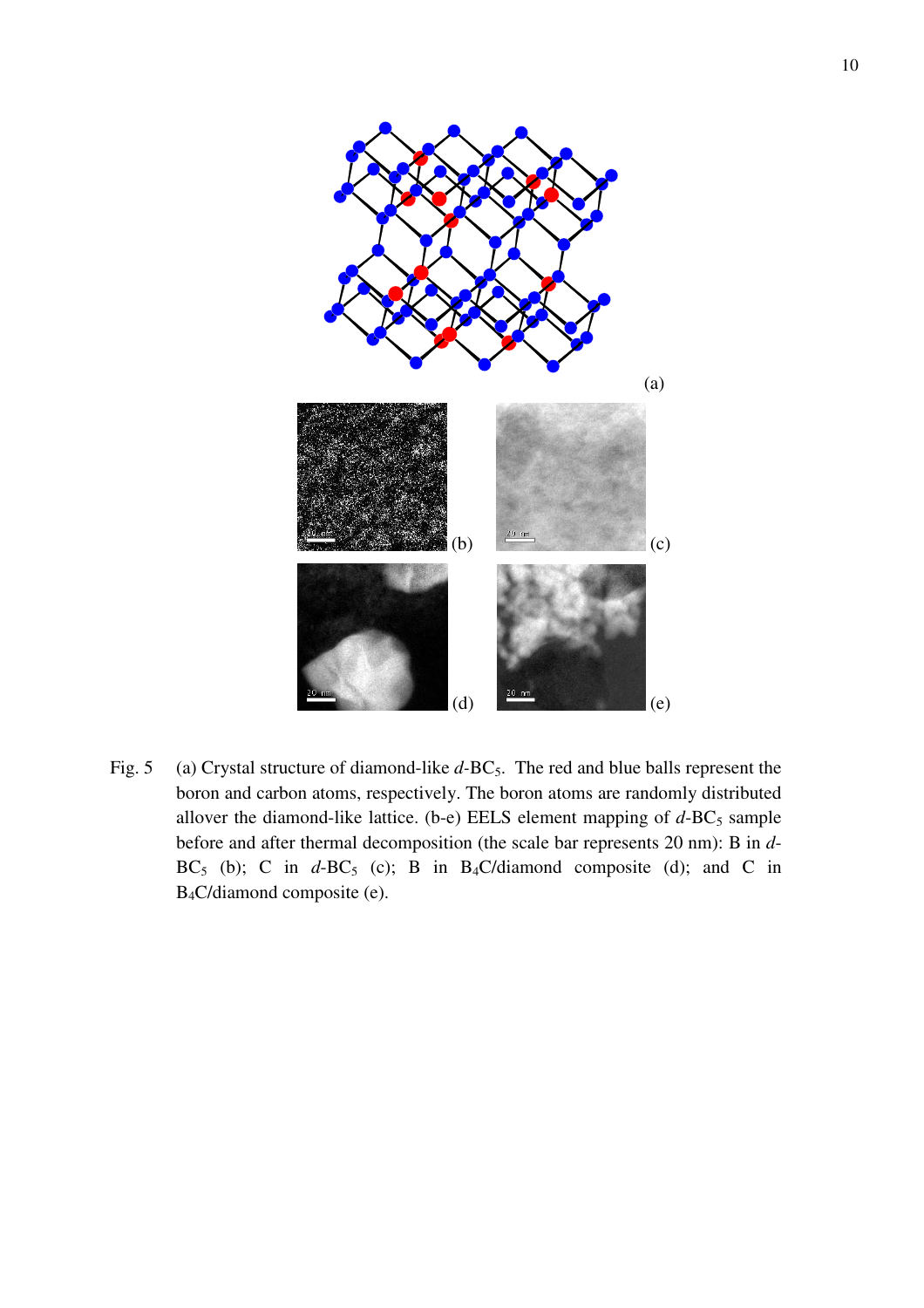(a)

(b)

(c)

(d)

(e)

Fig. 5 (a) Crystal structure of diamond-like *d*-$BC_5$. The red and blue balls represent the boron and carbon atoms, respectively. The boron atoms are randomly distributed allover the diamond-like lattice. (b-e) EELS element mapping of *d*-$BC_5$ sample before and after thermal decomposition (the scale bar represents 20 nm): B in *d*-$BC_5$ (b); C in *d*-$BC_5$ (c); B in $B_4C$/diamond composite (d); and C in $B_4C$/diamond composite (e).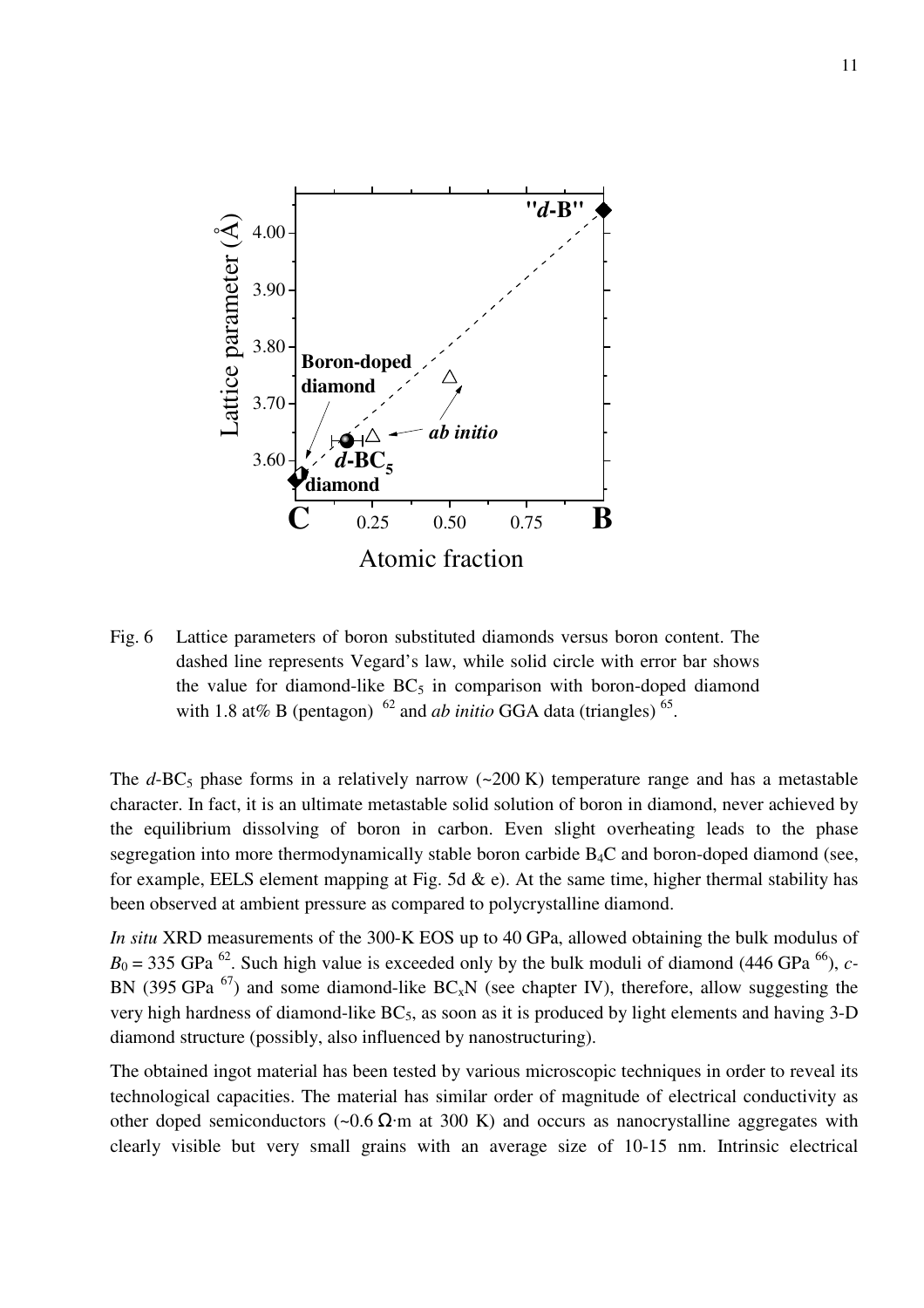Fig. 6 Lattice parameters of boron substituted diamonds versus boron content. The dashed line represents Vegard's law, while solid circle with error bar shows the value for diamond-like $BC_5$ in comparison with boron-doped diamond with 1.8 at% B (pentagon) [62] and *ab initio* GGA data (triangles) [65].

The *d*-$BC_5$ phase forms in a relatively narrow (~200 K) temperature range and has a metastable character. In fact, it is an ultimate metastable solid solution of boron in diamond, never achieved by the equilibrium dissolving of boron in carbon. Even slight overheating leads to the phase segregation into more thermodynamically stable boron carbide $B_4C$ and boron-doped diamond (see, for example, EELS element mapping at Fig. 5d & e). At the same time, higher thermal stability has been observed at ambient pressure as compared to polycrystalline diamond.

*In situ* XRD measurements of the 300-K EOS up to 40 GPa, allowed obtaining the bulk modulus of $B_0$ = 335 GPa [62]. Such high value is exceeded only by the bulk moduli of diamond (446 GPa [66]), *c*-BN (395 GPa [67]) and some diamond-like $BC_xN$ (see chapter IV), therefore, allow suggesting the very high hardness of diamond-like $BC_5$, as soon as it is produced by light elements and having 3-D diamond structure (possibly, also influenced by nanostructuring).

The obtained ingot material has been tested by various microscopic techniques in order to reveal its technological capacities. The material has similar order of magnitude of electrical conductivity as other doped semiconductors (~0.6 Ω·m at 300 K) and occurs as nanocrystalline aggregates with clearly visible but very small grains with an average size of 10-15 nm. Intrinsic electrical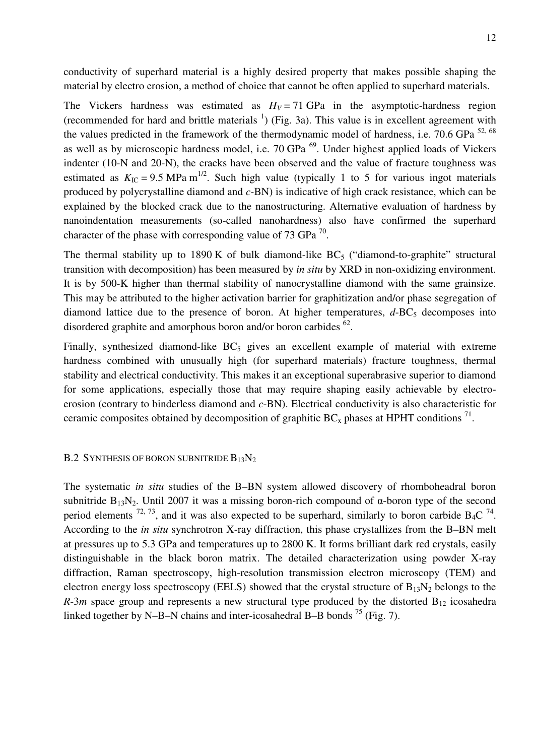conductivity of superhard material is a highly desired property that makes possible shaping the material by electro erosion, a method of choice that cannot be often applied to superhard materials.

The Vickers hardness was estimated as $H_V = 71$ GPa in the asymptotic-hardness region (recommended for hard and brittle materials [1]) (Fig. 3a). This value is in excellent agreement with the values predicted in the framework of the thermodynamic model of hardness, i.e. 70.6 GPa [52, 68] as well as by microscopic hardness model, i.e. 70 GPa [69]. Under highest applied loads of Vickers indenter (10-N and 20-N), the cracks have been observed and the value of fracture toughness was estimated as $K_{IC} = 9.5$ MPa m$^{1/2}$. Such high value (typically 1 to 5 for various ingot materials produced by polycrystalline diamond and *c*-BN) is indicative of high crack resistance, which can be explained by the blocked crack due to the nanostructuring. Alternative evaluation of hardness by nanoindentation measurements (so-called nanohardness) also have confirmed the superhard character of the phase with corresponding value of 73 GPa [70].

The thermal stability up to 1890 K of bulk diamond-like $BC_5$ ("diamond-to-graphite" structural transition with decomposition) has been measured by *in situ* by XRD in non-oxidizing environment. It is by 500-K higher than thermal stability of nanocrystalline diamond with the same grainsize. This may be attributed to the higher activation barrier for graphitization and/or phase segregation of diamond lattice due to the presence of boron. At higher temperatures, *d*-$BC_5$ decomposes into disordered graphite and amorphous boron and/or boron carbides [62].

Finally, synthesized diamond-like $BC_5$ gives an excellent example of material with extreme hardness combined with unusually high (for superhard materials) fracture toughness, thermal stability and electrical conductivity. This makes it an exceptional superabrasive superior to diamond for some applications, especially those that may require shaping easily achievable by electro-erosion (contrary to binderless diamond and *c*-BN). Electrical conductivity is also characteristic for ceramic composites obtained by decomposition of graphitic $BC_x$ phases at HPHT conditions [71].

### B.2 Synthesis of boron subnitride $B_{13}N_2$

The systematic *in situ* studies of the B–BN system allowed discovery of rhomboheadral boron subnitride $B_{13}N_2$. Until 2007 it was a missing boron-rich compound of α-boron type of the second period elements [72, 73], and it was also expected to be superhard, similarly to boron carbide $B_4C$ [74]. According to the *in situ* synchrotron X-ray diffraction, this phase crystallizes from the B–BN melt at pressures up to 5.3 GPa and temperatures up to 2800 K. It forms brilliant dark red crystals, easily distinguishable in the black boron matrix. The detailed characterization using powder X-ray diffraction, Raman spectroscopy, high-resolution transmission electron microscopy (TEM) and electron energy loss spectroscopy (EELS) showed that the crystal structure of $B_{13}N_2$ belongs to the *R*-3*m* space group and represents a new structural type produced by the distorted $B_{12}$ icosahedra linked together by N–B–N chains and inter-icosahedral B–B bonds [75] (Fig. 7).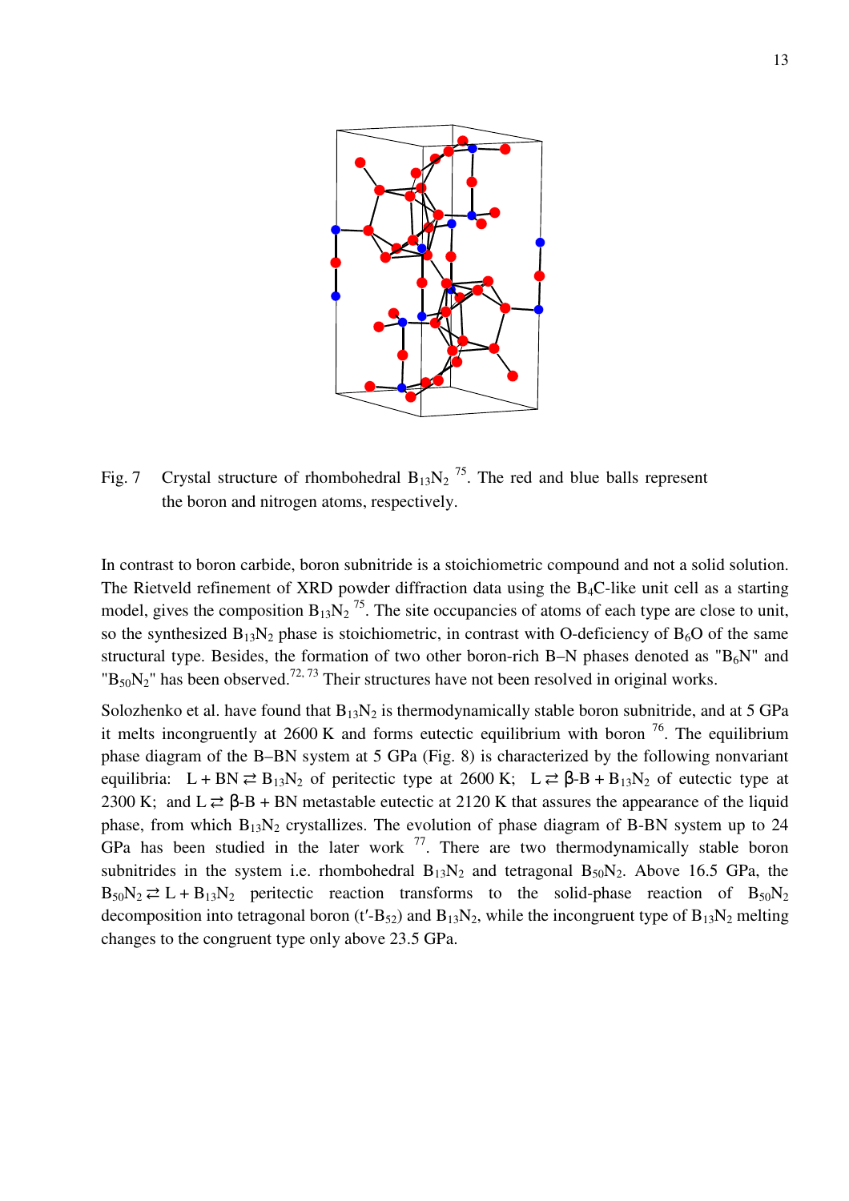Fig. 7 Crystal structure of rhombohedral $B_{13}N_2$ [75]. The red and blue balls represent the boron and nitrogen atoms, respectively.

In contrast to boron carbide, boron subnitride is a stoichiometric compound and not a solid solution. The Rietveld refinement of XRD powder diffraction data using the $B_4C$-like unit cell as a starting model, gives the composition $B_{13}N_2$ [75]. The site occupancies of atoms of each type are close to unit, so the synthesized $B_{13}N_2$ phase is stoichiometric, in contrast with O-deficiency of $B_6O$ of the same structural type. Besides, the formation of two other boron-rich B–N phases denoted as "$B_6N$" and "$B_{50}N_2$" has been observed.[72, 73] Their structures have not been resolved in original works.

Solozhenko et al. have found that $B_{13}N_2$ is thermodynamically stable boron subnitride, and at 5 GPa it melts incongruently at 2600 K and forms eutectic equilibrium with boron [76]. The equilibrium phase diagram of the B–BN system at 5 GPa (Fig. 8) is characterized by the following nonvariant equilibria: $L + BN \rightleftarrows B_{13}N_2$ of peritectic type at 2600 K; $L \rightleftarrows \beta\text{-B} + B_{13}N_2$ of eutectic type at 2300 K; and $L \rightleftarrows \beta\text{-B} + BN$ metastable eutectic at 2120 K that assures the appearance of the liquid phase, from which $B_{13}N_2$ crystallizes. The evolution of phase diagram of B-BN system up to 24 GPa has been studied in the later work [77]. There are two thermodynamically stable boron subnitrides in the system i.e. rhombohedral $B_{13}N_2$ and tetragonal $B_{50}N_2$. Above 16.5 GPa, the $B_{50}N_2 \rightleftarrows L + B_{13}N_2$ peritectic reaction transforms to the solid-phase reaction of $B_{50}N_2$ decomposition into tetragonal boron (t′-$B_{52}$) and $B_{13}N_2$, while the incongruent type of $B_{13}N_2$ melting changes to the congruent type only above 23.5 GPa.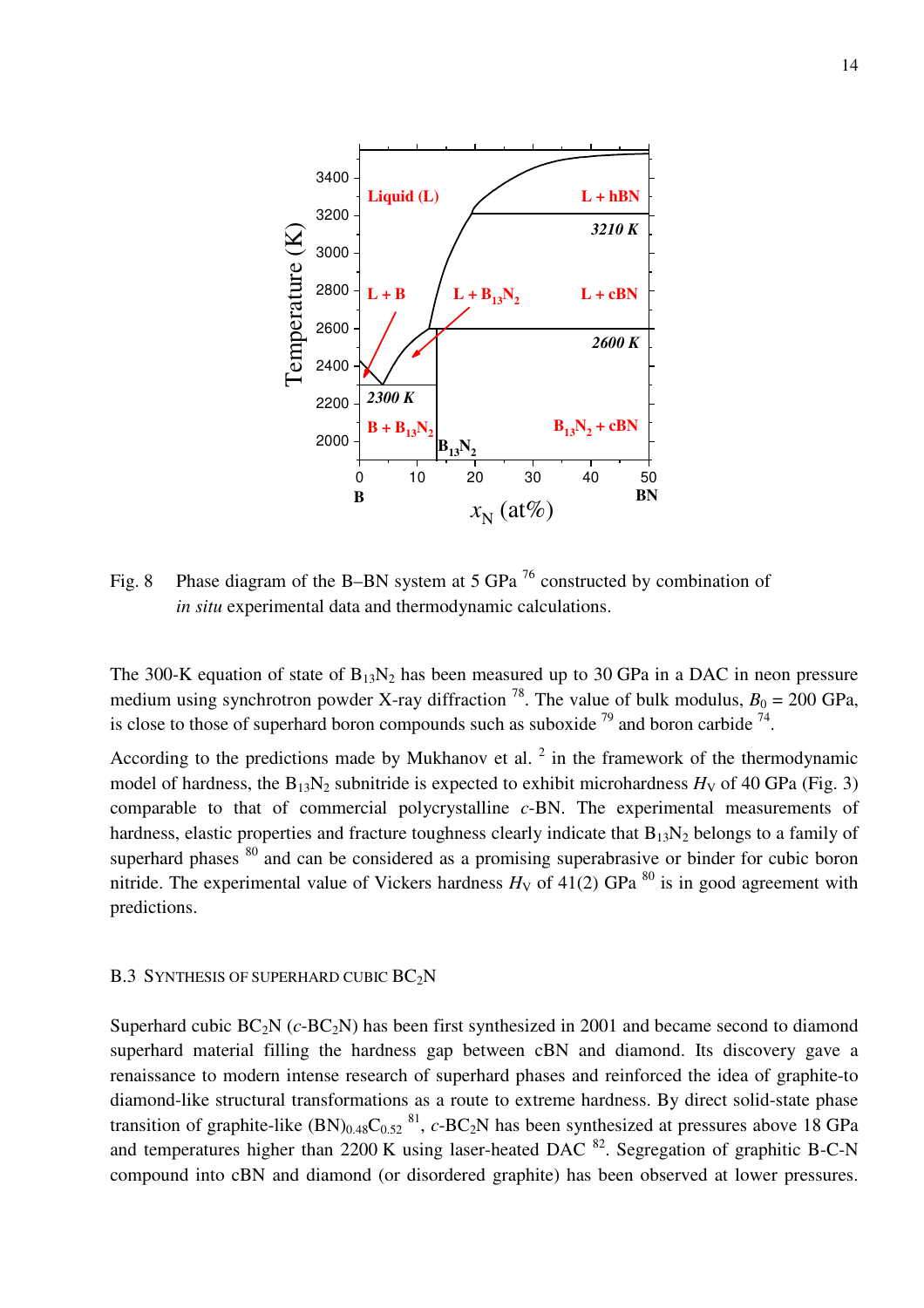Fig. 8 Phase diagram of the B–BN system at 5 GPa [76] constructed by combination of *in situ* experimental data and thermodynamic calculations.

The 300-K equation of state of $B_{13}N_2$ has been measured up to 30 GPa in a DAC in neon pressure medium using synchrotron powder X-ray diffraction [78]. The value of bulk modulus, $B_0$ = 200 GPa, is close to those of superhard boron compounds such as suboxide [79] and boron carbide [74].

According to the predictions made by Mukhanov et al. [2] in the framework of the thermodynamic model of hardness, the $B_{13}N_2$ subnitride is expected to exhibit microhardness $H_V$ of 40 GPa (Fig. 3) comparable to that of commercial polycrystalline *c*-BN. The experimental measurements of hardness, elastic properties and fracture toughness clearly indicate that $B_{13}N_2$ belongs to a family of superhard phases [80] and can be considered as a promising superabrasive or binder for cubic boron nitride. The experimental value of Vickers hardness $H_V$ of 41(2) GPa [80] is in good agreement with predictions.

### B.3 Synthesis of superhard cubic $BC_2N$

Superhard cubic $BC_2N$ (*c*-$BC_2N$) has been first synthesized in 2001 and became second to diamond superhard material filling the hardness gap between cBN and diamond. Its discovery gave a renaissance to modern intense research of superhard phases and reinforced the idea of graphite-to diamond-like structural transformations as a route to extreme hardness. By direct solid-state phase transition of graphite-like $(BN)_{0.48}C_{0.52}$ [81], *c*-$BC_2N$ has been synthesized at pressures above 18 GPa and temperatures higher than 2200 K using laser-heated DAC [82]. Segregation of graphitic B-C-N compound into cBN and diamond (or disordered graphite) has been observed at lower pressures.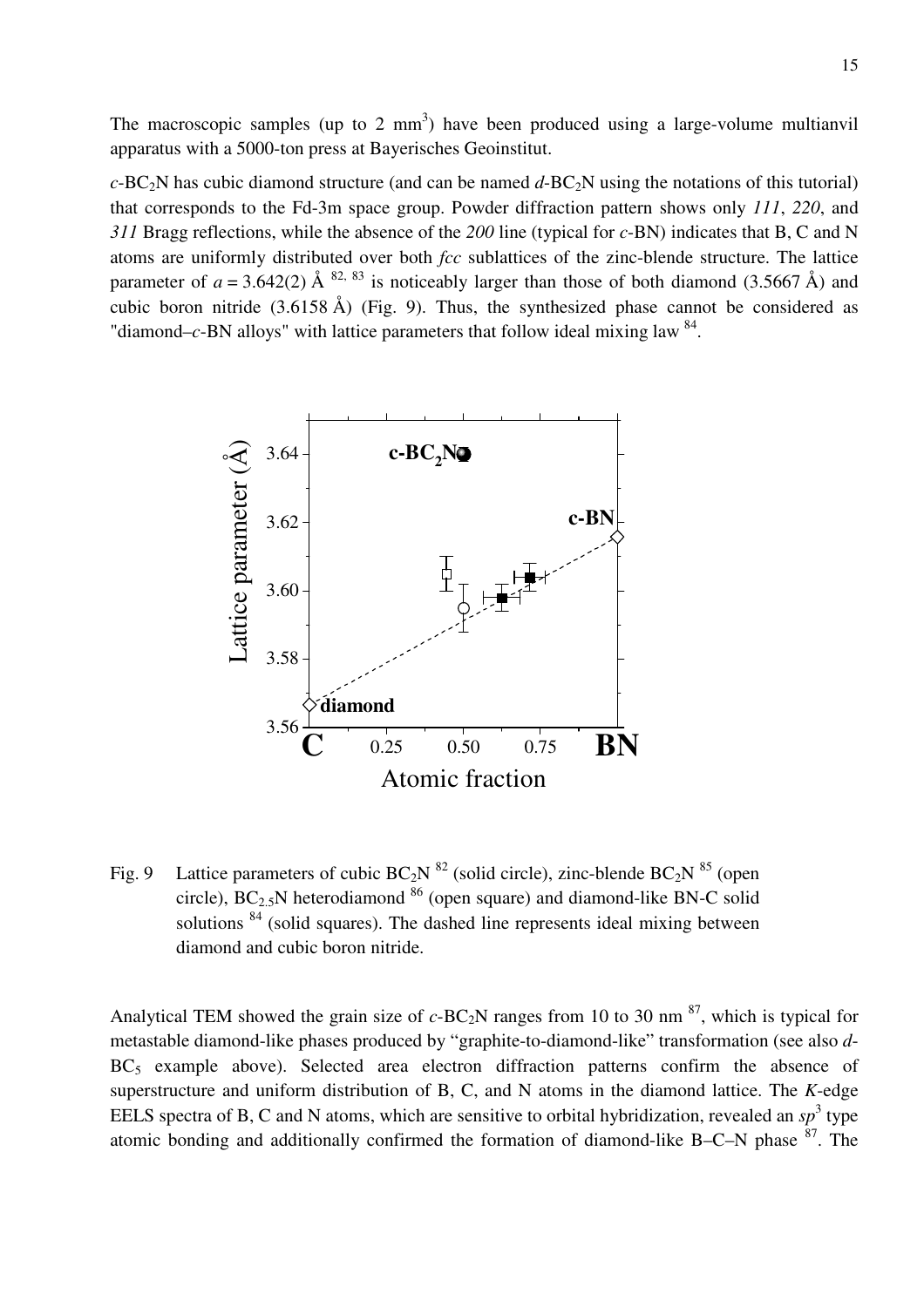The macroscopic samples (up to 2 mm$^3$) have been produced using a large-volume multianvil apparatus with a 5000-ton press at Bayerisches Geoinstitut.

*c*-$BC_2N$ has cubic diamond structure (and can be named *d*-$BC_2N$ using the notations of this tutorial) that corresponds to the Fd-3m space group. Powder diffraction pattern shows only *111*, *220*, and *311* Bragg reflections, while the absence of the *200* line (typical for *c*-BN) indicates that B, C and N atoms are uniformly distributed over both *fcc* sublattices of the zinc-blende structure. The lattice parameter of $a = 3.642(2)$ Å [82, 83] is noticeably larger than those of both diamond (3.5667 Å) and cubic boron nitride (3.6158 Å) (Fig. 9). Thus, the synthesized phase cannot be considered as "diamond–*c*-BN alloys" with lattice parameters that follow ideal mixing law [84].

Fig. 9 Lattice parameters of cubic $BC_2N$ [82] (solid circle), zinc-blende $BC_2N$ [85] (open circle), $BC_{2.5}N$ heterodiamond [86] (open square) and diamond-like BN-C solid solutions [84] (solid squares). The dashed line represents ideal mixing between diamond and cubic boron nitride.

Analytical TEM showed the grain size of *c*-$BC_2N$ ranges from 10 to 30 nm [87], which is typical for metastable diamond-like phases produced by "graphite-to-diamond-like" transformation (see also *d*-$BC_5$ example above). Selected area electron diffraction patterns confirm the absence of superstructure and uniform distribution of B, C, and N atoms in the diamond lattice. The *K*-edge EELS spectra of B, C and N atoms, which are sensitive to orbital hybridization, revealed an $sp^3$ type atomic bonding and additionally confirmed the formation of diamond-like B–C–N phase [87]. The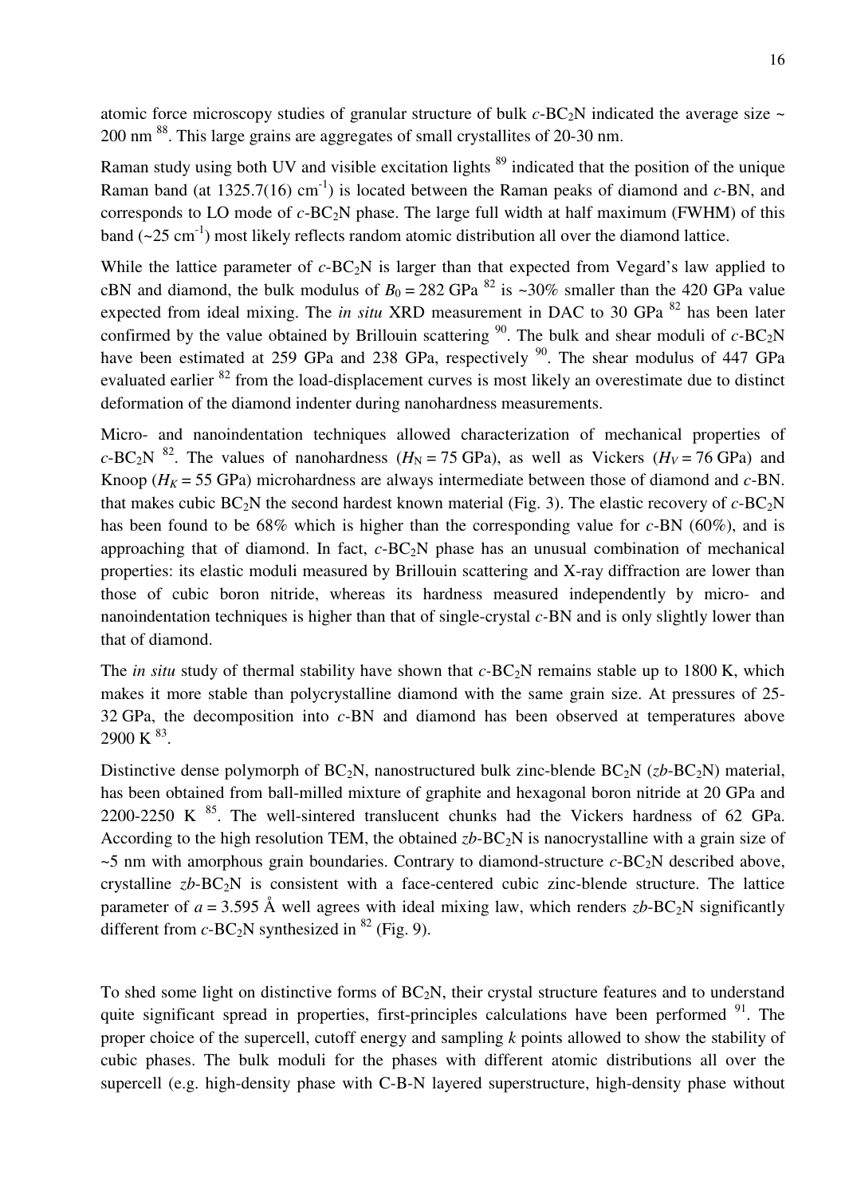atomic force microscopy studies of granular structure of bulk *c*-$BC_2N$ indicated the average size ~ 200 nm [88]. This large grains are aggregates of small crystallites of 20-30 nm.

Raman study using both UV and visible excitation lights [89] indicated that the position of the unique Raman band (at 1325.7(16) $cm^{-1}$) is located between the Raman peaks of diamond and *c*-BN, and corresponds to LO mode of *c*-$BC_2N$ phase. The large full width at half maximum (FWHM) of this band (~25 $cm^{-1}$) most likely reflects random atomic distribution all over the diamond lattice.

While the lattice parameter of *c*-$BC_2N$ is larger than that expected from Vegard's law applied to cBN and diamond, the bulk modulus of $B_0$ = 282 GPa [82] is ~30% smaller than the 420 GPa value expected from ideal mixing. The *in situ* XRD measurement in DAC to 30 GPa [82] has been later confirmed by the value obtained by Brillouin scattering [90]. The bulk and shear moduli of *c*-$BC_2N$ have been estimated at 259 GPa and 238 GPa, respectively [90]. The shear modulus of 447 GPa evaluated earlier [82] from the load-displacement curves is most likely an overestimate due to distinct deformation of the diamond indenter during nanohardness measurements.

Micro- and nanoindentation techniques allowed characterization of mechanical properties of *c*-$BC_2N$ [82]. The values of nanohardness ($H_N$ = 75 GPa), as well as Vickers ($H_V$ = 76 GPa) and Knoop ($H_K$ = 55 GPa) microhardness are always intermediate between those of diamond and *c*-BN. that makes cubic $BC_2N$ the second hardest known material (Fig. 3). The elastic recovery of *c*-$BC_2N$ has been found to be 68% which is higher than the corresponding value for *c*-BN (60%), and is approaching that of diamond. In fact, *c*-$BC_2N$ phase has an unusual combination of mechanical properties: its elastic moduli measured by Brillouin scattering and X-ray diffraction are lower than those of cubic boron nitride, whereas its hardness measured independently by micro- and nanoindentation techniques is higher than that of single-crystal *c*-BN and is only slightly lower than that of diamond.

The *in situ* study of thermal stability have shown that *c*-$BC_2N$ remains stable up to 1800 K, which makes it more stable than polycrystalline diamond with the same grain size. At pressures of 25-32 GPa, the decomposition into *c*-BN and diamond has been observed at temperatures above 2900 K [83].

Distinctive dense polymorph of $BC_2N$, nanostructured bulk zinc-blende $BC_2N$ (*zb*-$BC_2N$) material, has been obtained from ball-milled mixture of graphite and hexagonal boron nitride at 20 GPa and 2200-2250 K [85]. The well-sintered translucent chunks had the Vickers hardness of 62 GPa. According to the high resolution TEM, the obtained *zb*-$BC_2N$ is nanocrystalline with a grain size of ~5 nm with amorphous grain boundaries. Contrary to diamond-structure *c*-$BC_2N$ described above, crystalline *zb*-$BC_2N$ is consistent with a face-centered cubic zinc-blende structure. The lattice parameter of $a$ = 3.595 Å well agrees with ideal mixing law, which renders *zb*-$BC_2N$ significantly different from *c*-$BC_2N$ synthesized in [82] (Fig. 9).

To shed some light on distinctive forms of $BC_2N$, their crystal structure features and to understand quite significant spread in properties, first-principles calculations have been performed [91]. The proper choice of the supercell, cutoff energy and sampling *k* points allowed to show the stability of cubic phases. The bulk moduli for the phases with different atomic distributions all over the supercell (e.g. high-density phase with C-B-N layered superstructure, high-density phase without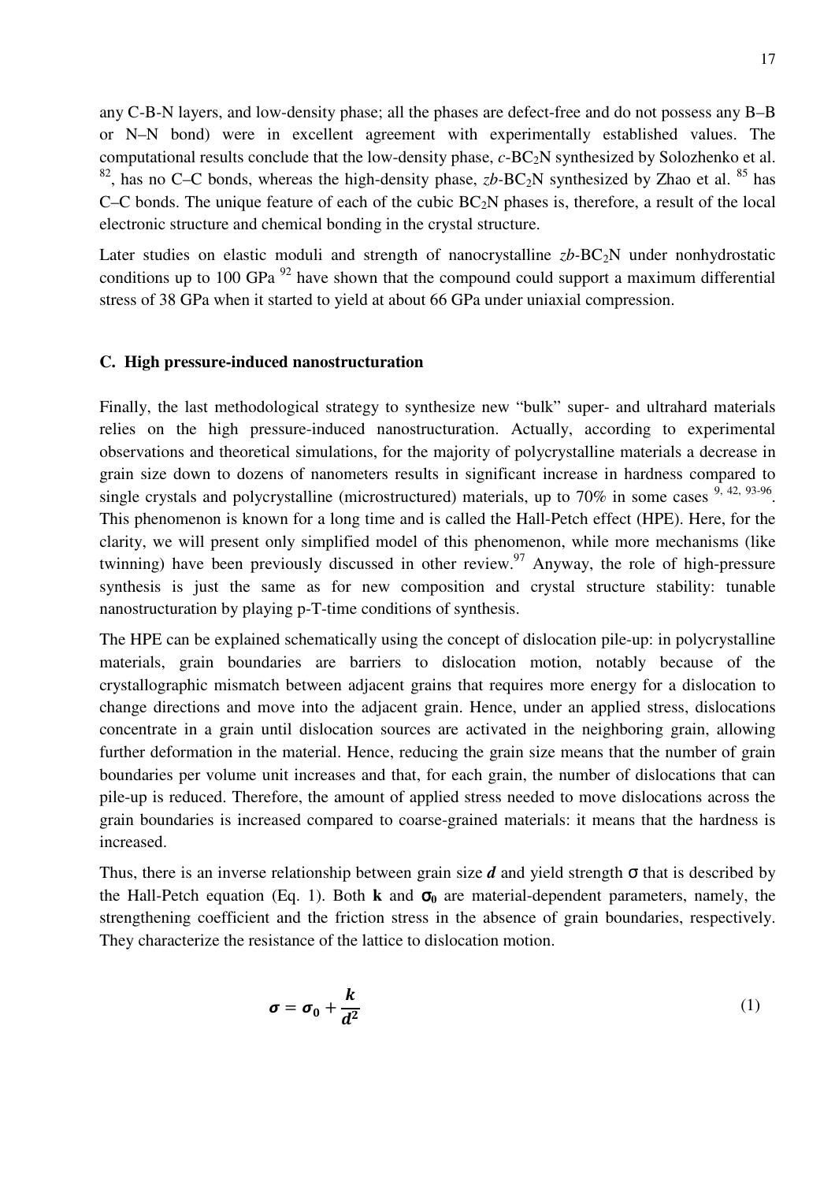any C-B-N layers, and low-density phase; all the phases are defect-free and do not possess any B–B or N–N bond) were in excellent agreement with experimentally established values. The computational results conclude that the low-density phase, *c*-$BC_2N$ synthesized by Solozhenko et al. [82], has no C–C bonds, whereas the high-density phase, *zb*-$BC_2N$ synthesized by Zhao et al. [85] has C–C bonds. The unique feature of each of the cubic $BC_2N$ phases is, therefore, a result of the local electronic structure and chemical bonding in the crystal structure.

Later studies on elastic moduli and strength of nanocrystalline *zb*-$BC_2N$ under nonhydrostatic conditions up to 100 GPa [92] have shown that the compound could support a maximum differential stress of 38 GPa when it started to yield at about 66 GPa under uniaxial compression.

### C. High pressure-induced nanostructuration

Finally, the last methodological strategy to synthesize new "bulk" super- and ultrahard materials relies on the high pressure-induced nanostructuration. Actually, according to experimental observations and theoretical simulations, for the majority of polycrystalline materials a decrease in grain size down to dozens of nanometers results in significant increase in hardness compared to single crystals and polycrystalline (microstructured) materials, up to 70% in some cases [9, 42, 93-96]. This phenomenon is known for a long time and is called the Hall-Petch effect (HPE). Here, for the clarity, we will present only simplified model of this phenomenon, while more mechanisms (like twinning) have been previously discussed in other review.[97] Anyway, the role of high-pressure synthesis is just the same as for new composition and crystal structure stability: tunable nanostructuration by playing p-T-time conditions of synthesis.

The HPE can be explained schematically using the concept of dislocation pile-up: in polycrystalline materials, grain boundaries are barriers to dislocation motion, notably because of the crystallographic mismatch between adjacent grains that requires more energy for a dislocation to change directions and move into the adjacent grain. Hence, under an applied stress, dislocations concentrate in a grain until dislocation sources are activated in the neighboring grain, allowing further deformation in the material. Hence, reducing the grain size means that the number of grain boundaries per volume unit increases and that, for each grain, the number of dislocations that can pile-up is reduced. Therefore, the amount of applied stress needed to move dislocations across the grain boundaries is increased compared to coarse-grained materials: it means that the hardness is increased.

Thus, there is an inverse relationship between grain size $\boldsymbol{d}$ and yield strength $\sigma$ that is described by the Hall-Petch equation (Eq. 1). Both $\mathbf{k}$ and $\boldsymbol{\sigma_0}$ are material-dependent parameters, namely, the strengthening coefficient and the friction stress in the absence of grain boundaries, respectively. They characterize the resistance of the lattice to dislocation motion.

$$\boldsymbol{\sigma} = \boldsymbol{\sigma_0} + \frac{\boldsymbol{k}}{\boldsymbol{d^2}} \tag{1}$$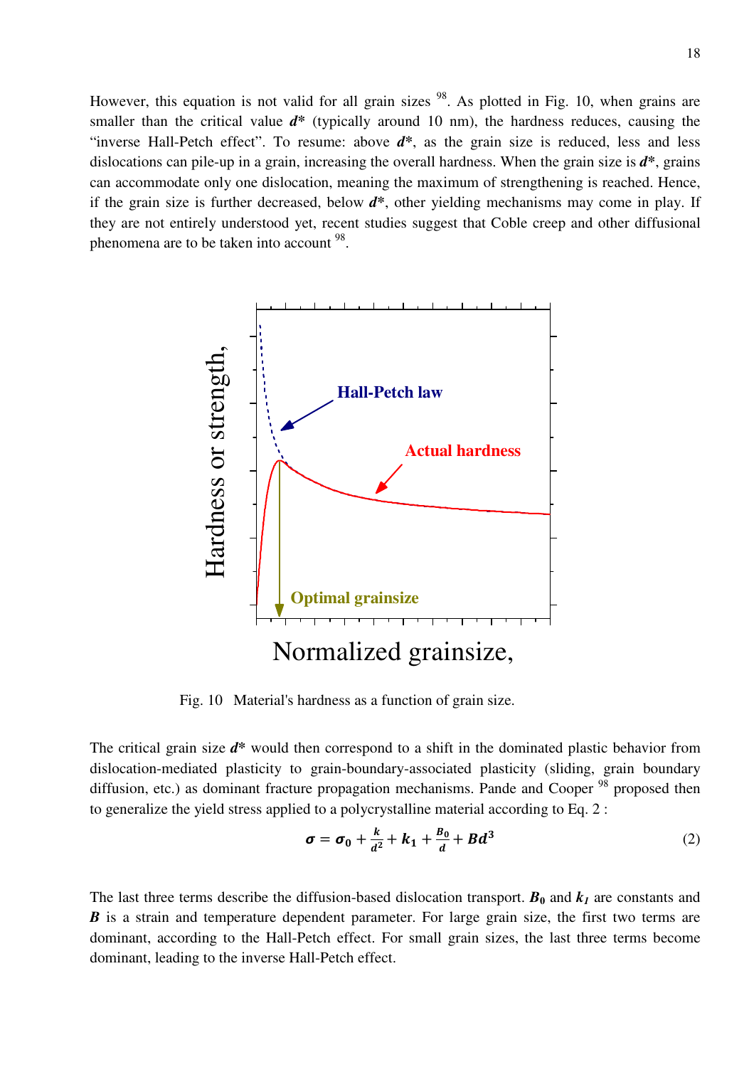However, this equation is not valid for all grain sizes [98]. As plotted in Fig. 10, when grains are smaller than the critical value ***d****** (typically around 10 nm), the hardness reduces, causing the "inverse Hall-Petch effect". To resume: above ***d******, as the grain size is reduced, less and less dislocations can pile-up in a grain, increasing the overall hardness. When the grain size is ***d******, grains can accommodate only one dislocation, meaning the maximum of strengthening is reached. Hence, if the grain size is further decreased, below ***d******, other yielding mechanisms may come in play. If they are not entirely understood yet, recent studies suggest that Coble creep and other diffusional phenomena are to be taken into account [98].

Fig. 10 Material's hardness as a function of grain size.

The critical grain size ***d****** would then correspond to a shift in the dominated plastic behavior from dislocation-mediated plasticity to grain-boundary-associated plasticity (sliding, grain boundary diffusion, etc.) as dominant fracture propagation mechanisms. Pande and Cooper [98] proposed then to generalize the yield stress applied to a polycrystalline material according to Eq. 2 :

$$\boldsymbol{\sigma} = \boldsymbol{\sigma_0} + \frac{\boldsymbol{k}}{\boldsymbol{d^2}} + \boldsymbol{k_1} + \frac{\boldsymbol{B_0}}{\boldsymbol{d}} + \boldsymbol{Bd^3} \tag{2}$$

The last three terms describe the diffusion-based dislocation transport. $\boldsymbol{B_0}$ and $\boldsymbol{k_1}$ are constants and $\boldsymbol{B}$ is a strain and temperature dependent parameter. For large grain size, the first two terms are dominant, according to the Hall-Petch effect. For small grain sizes, the last three terms become dominant, leading to the inverse Hall-Petch effect.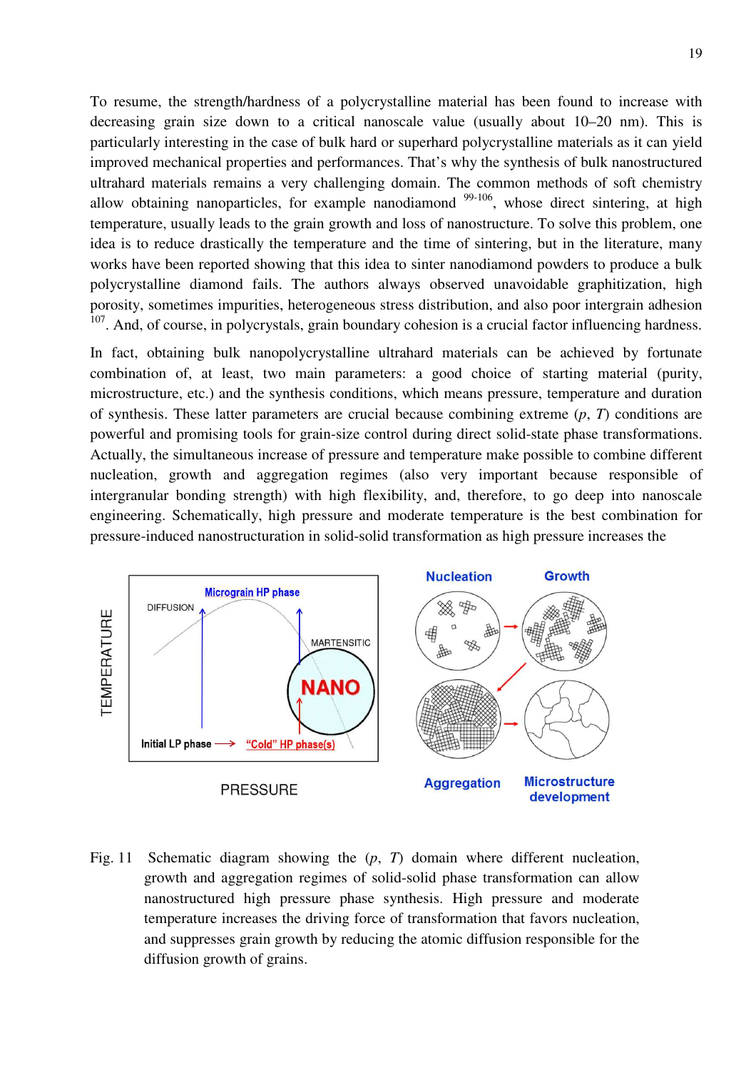To resume, the strength/hardness of a polycrystalline material has been found to increase with decreasing grain size down to a critical nanoscale value (usually about 10–20 nm). This is particularly interesting in the case of bulk hard or superhard polycrystalline materials as it can yield improved mechanical properties and performances. That's why the synthesis of bulk nanostructured ultrahard materials remains a very challenging domain. The common methods of soft chemistry allow obtaining nanoparticles, for example nanodiamond [99-106], whose direct sintering, at high temperature, usually leads to the grain growth and loss of nanostructure. To solve this problem, one idea is to reduce drastically the temperature and the time of sintering, but in the literature, many works have been reported showing that this idea to sinter nanodiamond powders to produce a bulk polycrystalline diamond fails. The authors always observed unavoidable graphitization, high porosity, sometimes impurities, heterogeneous stress distribution, and also poor intergrain adhesion [107]. And, of course, in polycrystals, grain boundary cohesion is a crucial factor influencing hardness.

In fact, obtaining bulk nanopolycrystalline ultrahard materials can be achieved by fortunate combination of, at least, two main parameters: a good choice of starting material (purity, microstructure, etc.) and the synthesis conditions, which means pressure, temperature and duration of synthesis. These latter parameters are crucial because combining extreme ($p$, $T$) conditions are powerful and promising tools for grain-size control during direct solid-state phase transformations. Actually, the simultaneous increase of pressure and temperature make possible to combine different nucleation, growth and aggregation regimes (also very important because responsible of intergranular bonding strength) with high flexibility, and, therefore, to go deep into nanoscale engineering. Schematically, high pressure and moderate temperature is the best combination for pressure-induced nanostructuration in solid-solid transformation as high pressure increases the

Fig. 11 Schematic diagram showing the ($p$, $T$) domain where different nucleation, growth and aggregation regimes of solid-solid phase transformation can allow nanostructured high pressure phase synthesis. High pressure and moderate temperature increases the driving force of transformation that favors nucleation, and suppresses grain growth by reducing the atomic diffusion responsible for the diffusion growth of grains.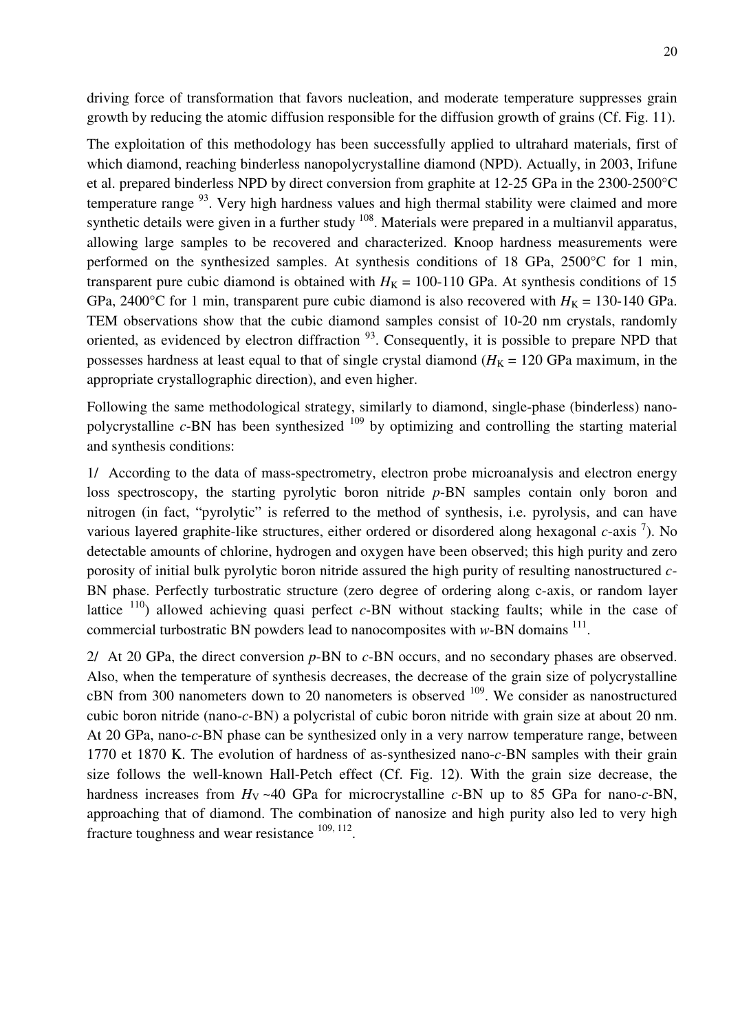driving force of transformation that favors nucleation, and moderate temperature suppresses grain growth by reducing the atomic diffusion responsible for the diffusion growth of grains (Cf. Fig. 11).

The exploitation of this methodology has been successfully applied to ultrahard materials, first of which diamond, reaching binderless nanopolycrystalline diamond (NPD). Actually, in 2003, Irifune et al. prepared binderless NPD by direct conversion from graphite at 12-25 GPa in the 2300-2500°C temperature range [93]. Very high hardness values and high thermal stability were claimed and more synthetic details were given in a further study [108]. Materials were prepared in a multianvil apparatus, allowing large samples to be recovered and characterized. Knoop hardness measurements were performed on the synthesized samples. At synthesis conditions of 18 GPa, 2500°C for 1 min, transparent pure cubic diamond is obtained with $H_K$ = 100-110 GPa. At synthesis conditions of 15 GPa, 2400°C for 1 min, transparent pure cubic diamond is also recovered with $H_K$ = 130-140 GPa. TEM observations show that the cubic diamond samples consist of 10-20 nm crystals, randomly oriented, as evidenced by electron diffraction [93]. Consequently, it is possible to prepare NPD that possesses hardness at least equal to that of single crystal diamond ($H_K$ = 120 GPa maximum, in the appropriate crystallographic direction), and even higher.

Following the same methodological strategy, similarly to diamond, single-phase (binderless) nano-polycrystalline *c*-BN has been synthesized [109] by optimizing and controlling the starting material and synthesis conditions:

1/ According to the data of mass-spectrometry, electron probe microanalysis and electron energy loss spectroscopy, the starting pyrolytic boron nitride *p*-BN samples contain only boron and nitrogen (in fact, "pyrolytic" is referred to the method of synthesis, i.e. pyrolysis, and can have various layered graphite-like structures, either ordered or disordered along hexagonal *c*-axis [7]). No detectable amounts of chlorine, hydrogen and oxygen have been observed; this high purity and zero porosity of initial bulk pyrolytic boron nitride assured the high purity of resulting nanostructured *c*-BN phase. Perfectly turbostratic structure (zero degree of ordering along c-axis, or random layer lattice [110]) allowed achieving quasi perfect *c*-BN without stacking faults; while in the case of commercial turbostratic BN powders lead to nanocomposites with *w*-BN domains [111].

2/ At 20 GPa, the direct conversion *p*-BN to *c*-BN occurs, and no secondary phases are observed. Also, when the temperature of synthesis decreases, the decrease of the grain size of polycrystalline cBN from 300 nanometers down to 20 nanometers is observed [109]. We consider as nanostructured cubic boron nitride (nano-*c*-BN) a polycristal of cubic boron nitride with grain size at about 20 nm. At 20 GPa, nano-*c*-BN phase can be synthesized only in a very narrow temperature range, between 1770 et 1870 K. The evolution of hardness of as-synthesized nano-*c*-BN samples with their grain size follows the well-known Hall-Petch effect (Cf. Fig. 12). With the grain size decrease, the hardness increases from $H_V$ ~40 GPa for microcrystalline *c*-BN up to 85 GPa for nano-*c*-BN, approaching that of diamond. The combination of nanosize and high purity also led to very high fracture toughness and wear resistance [109, 112].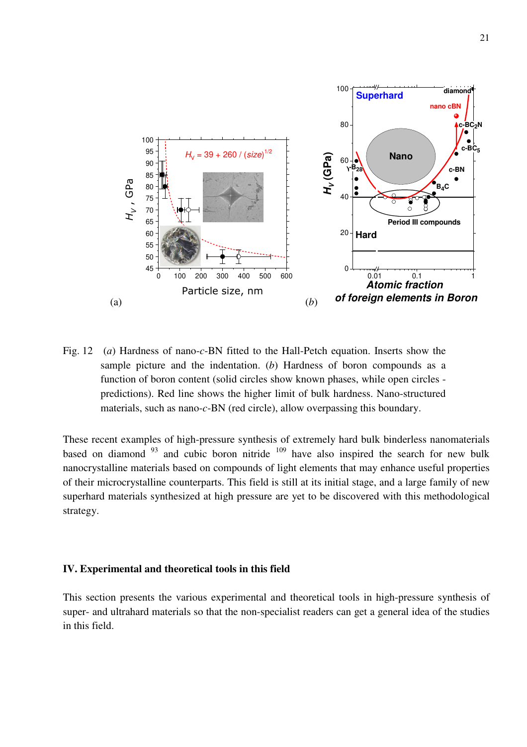Fig. 12 (*a*) Hardness of nano-*c*-BN fitted to the Hall-Petch equation. Inserts show the sample picture and the indentation. (*b*) Hardness of boron compounds as a function of boron content (solid circles show known phases, while open circles - predictions). Red line shows the higher limit of bulk hardness. Nano-structured materials, such as nano-*c*-BN (red circle), allow overpassing this boundary.

These recent examples of high-pressure synthesis of extremely hard bulk binderless nanomaterials based on diamond [93] and cubic boron nitride [109] have also inspired the search for new bulk nanocrystalline materials based on compounds of light elements that may enhance useful properties of their microcrystalline counterparts. This field is still at its initial stage, and a large family of new superhard materials synthesized at high pressure are yet to be discovered with this methodological strategy.

## IV. Experimental and theoretical tools in this field

This section presents the various experimental and theoretical tools in high-pressure synthesis of super- and ultrahard materials so that the non-specialist readers can get a general idea of the studies in this field.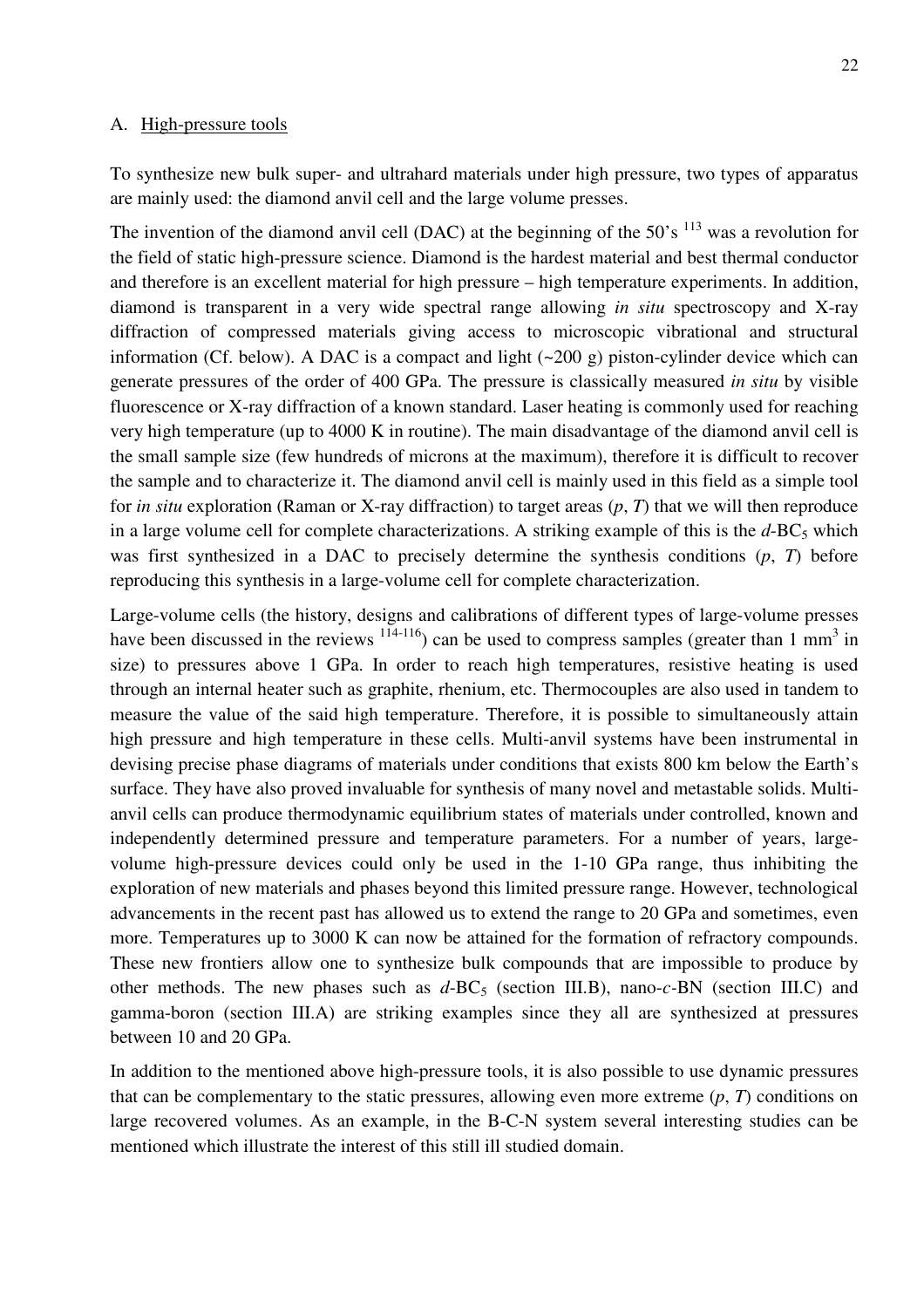## A. High-pressure tools

To synthesize new bulk super- and ultrahard materials under high pressure, two types of apparatus are mainly used: the diamond anvil cell and the large volume presses.

The invention of the diamond anvil cell (DAC) at the beginning of the 50's [113] was a revolution for the field of static high-pressure science. Diamond is the hardest material and best thermal conductor and therefore is an excellent material for high pressure – high temperature experiments. In addition, diamond is transparent in a very wide spectral range allowing *in situ* spectroscopy and X-ray diffraction of compressed materials giving access to microscopic vibrational and structural information (Cf. below). A DAC is a compact and light (~200 g) piston-cylinder device which can generate pressures of the order of 400 GPa. The pressure is classically measured *in situ* by visible fluorescence or X-ray diffraction of a known standard. Laser heating is commonly used for reaching very high temperature (up to 4000 K in routine). The main disadvantage of the diamond anvil cell is the small sample size (few hundreds of microns at the maximum), therefore it is difficult to recover the sample and to characterize it. The diamond anvil cell is mainly used in this field as a simple tool for *in situ* exploration (Raman or X-ray diffraction) to target areas ($p$, $T$) that we will then reproduce in a large volume cell for complete characterizations. A striking example of this is the *d*-$BC_5$ which was first synthesized in a DAC to precisely determine the synthesis conditions ($p$, $T$) before reproducing this synthesis in a large-volume cell for complete characterization.

Large-volume cells (the history, designs and calibrations of different types of large-volume presses have been discussed in the reviews [114-116]) can be used to compress samples (greater than 1 $mm^3$ in size) to pressures above 1 GPa. In order to reach high temperatures, resistive heating is used through an internal heater such as graphite, rhenium, etc. Thermocouples are also used in tandem to measure the value of the said high temperature. Therefore, it is possible to simultaneously attain high pressure and high temperature in these cells. Multi-anvil systems have been instrumental in devising precise phase diagrams of materials under conditions that exists 800 km below the Earth's surface. They have also proved invaluable for synthesis of many novel and metastable solids. Multi-anvil cells can produce thermodynamic equilibrium states of materials under controlled, known and independently determined pressure and temperature parameters. For a number of years, large-volume high-pressure devices could only be used in the 1-10 GPa range, thus inhibiting the exploration of new materials and phases beyond this limited pressure range. However, technological advancements in the recent past has allowed us to extend the range to 20 GPa and sometimes, even more. Temperatures up to 3000 K can now be attained for the formation of refractory compounds. These new frontiers allow one to synthesize bulk compounds that are impossible to produce by other methods. The new phases such as *d*-$BC_5$ (section III.B), nano-*c*-BN (section III.C) and gamma-boron (section III.A) are striking examples since they all are synthesized at pressures between 10 and 20 GPa.

In addition to the mentioned above high-pressure tools, it is also possible to use dynamic pressures that can be complementary to the static pressures, allowing even more extreme ($p$, $T$) conditions on large recovered volumes. As an example, in the B-C-N system several interesting studies can be mentioned which illustrate the interest of this still ill studied domain.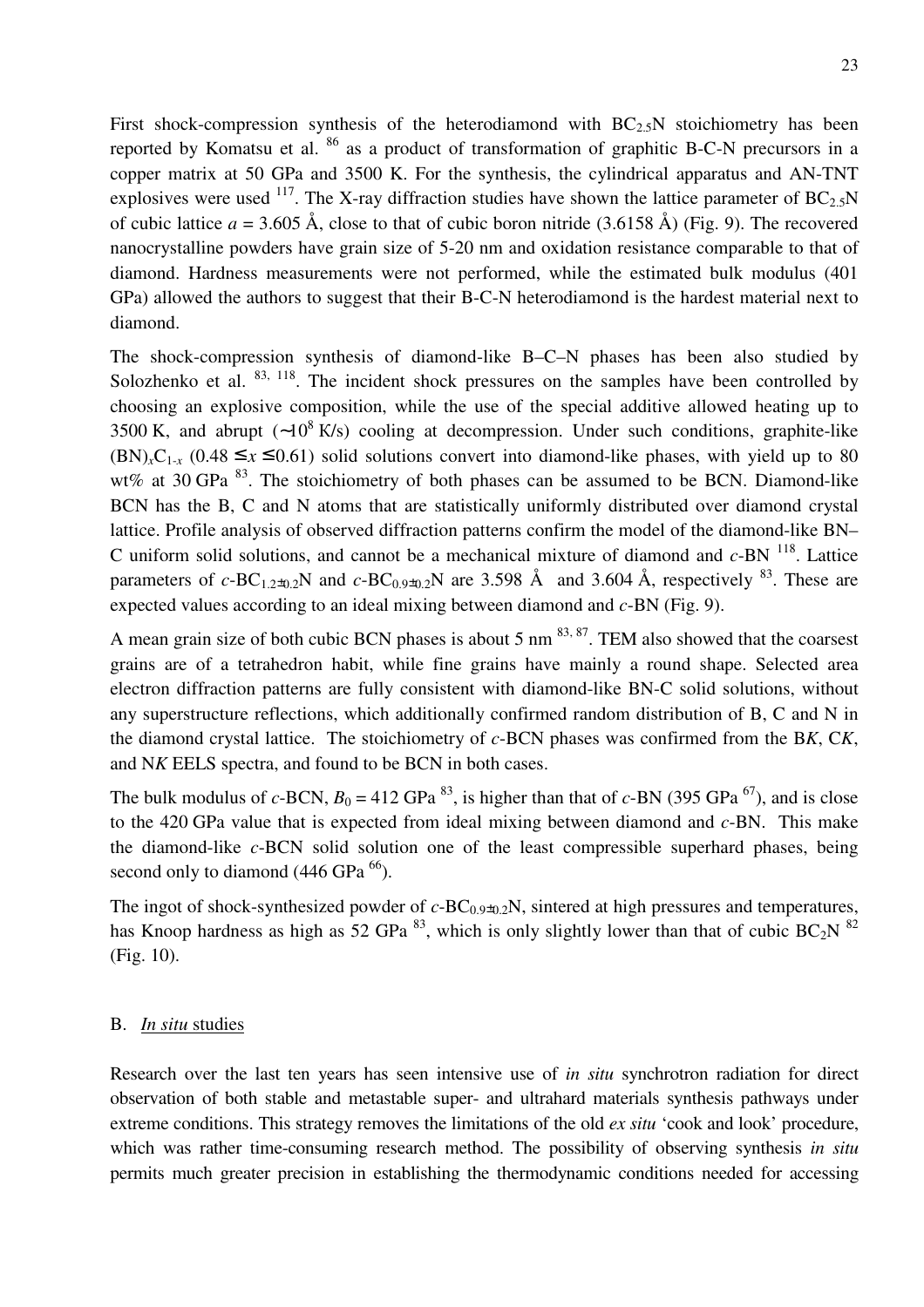First shock-compression synthesis of the heterodiamond with $BC_{2.5}N$ stoichiometry has been reported by Komatsu et al. [86] as a product of transformation of graphitic B-C-N precursors in a copper matrix at 50 GPa and 3500 K. For the synthesis, the cylindrical apparatus and AN-TNT explosives were used [117]. The X-ray diffraction studies have shown the lattice parameter of $BC_{2.5}N$ of cubic lattice $a$ = 3.605 Å, close to that of cubic boron nitride (3.6158 Å) (Fig. 9). The recovered nanocrystalline powders have grain size of 5-20 nm and oxidation resistance comparable to that of diamond. Hardness measurements were not performed, while the estimated bulk modulus (401 GPa) allowed the authors to suggest that their B-C-N heterodiamond is the hardest material next to diamond.

The shock-compression synthesis of diamond-like B–C–N phases has been also studied by Solozhenko et al. [83, 118]. The incident shock pressures on the samples have been controlled by choosing an explosive composition, while the use of the special additive allowed heating up to 3500 K, and abrupt (~$10^8$ K/s) cooling at decompression. Under such conditions, graphite-like $(BN)_xC_{1-x}$ ($0.48 \leq x \leq 0.61$) solid solutions convert into diamond-like phases, with yield up to 80 wt% at 30 GPa [83]. The stoichiometry of both phases can be assumed to be BCN. Diamond-like BCN has the B, C and N atoms that are statistically uniformly distributed over diamond crystal lattice. Profile analysis of observed diffraction patterns confirm the model of the diamond-like BN–C uniform solid solutions, and cannot be a mechanical mixture of diamond and *c*-BN [118]. Lattice parameters of *c*-$BC_{1.2\pm0.2}N$ and *c*-$BC_{0.9\pm0.2}N$ are 3.598 Å and 3.604 Å, respectively [83]. These are expected values according to an ideal mixing between diamond and *c*-BN (Fig. 9).

A mean grain size of both cubic BCN phases is about 5 nm [83, 87]. TEM also showed that the coarsest grains are of a tetrahedron habit, while fine grains have mainly a round shape. Selected area electron diffraction patterns are fully consistent with diamond-like BN-C solid solutions, without any superstructure reflections, which additionally confirmed random distribution of B, C and N in the diamond crystal lattice. The stoichiometry of *c*-BCN phases was confirmed from the B*K*, C*K*, and N*K* EELS spectra, and found to be BCN in both cases.

The bulk modulus of *c*-BCN, $B_0$ = 412 GPa [83], is higher than that of *c*-BN (395 GPa [67]), and is close to the 420 GPa value that is expected from ideal mixing between diamond and *c*-BN. This make the diamond-like *c*-BCN solid solution one of the least compressible superhard phases, being second only to diamond (446 GPa [66]).

The ingot of shock-synthesized powder of *c*-$BC_{0.9\pm0.2}N$, sintered at high pressures and temperatures, has Knoop hardness as high as 52 GPa [83], which is only slightly lower than that of cubic $BC_2N$ [82] (Fig. 10).

## B. *In situ* studies

Research over the last ten years has seen intensive use of *in situ* synchrotron radiation for direct observation of both stable and metastable super- and ultrahard materials synthesis pathways under extreme conditions. This strategy removes the limitations of the old *ex situ* 'cook and look' procedure, which was rather time-consuming research method. The possibility of observing synthesis *in situ* permits much greater precision in establishing the thermodynamic conditions needed for accessing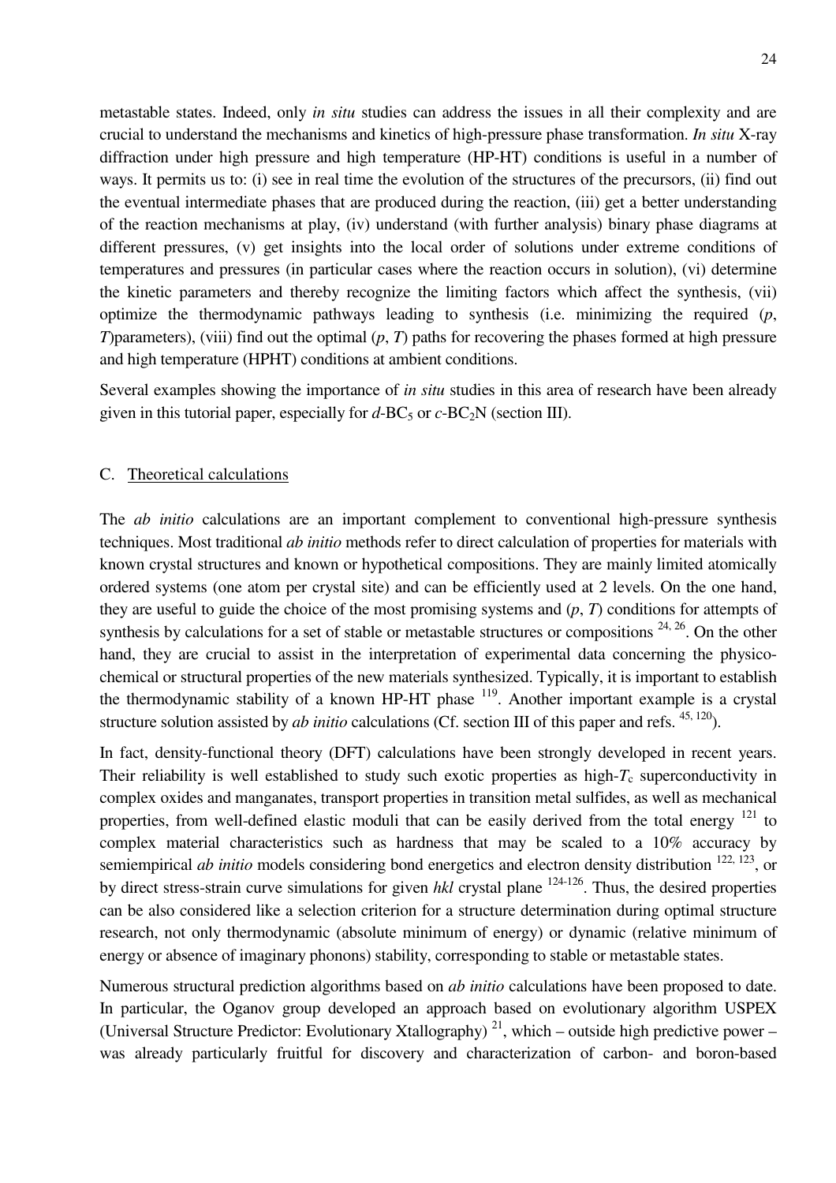metastable states. Indeed, only *in situ* studies can address the issues in all their complexity and are crucial to understand the mechanisms and kinetics of high-pressure phase transformation. *In situ* X-ray diffraction under high pressure and high temperature (HP-HT) conditions is useful in a number of ways. It permits us to: (i) see in real time the evolution of the structures of the precursors, (ii) find out the eventual intermediate phases that are produced during the reaction, (iii) get a better understanding of the reaction mechanisms at play, (iv) understand (with further analysis) binary phase diagrams at different pressures, (v) get insights into the local order of solutions under extreme conditions of temperatures and pressures (in particular cases where the reaction occurs in solution), (vi) determine the kinetic parameters and thereby recognize the limiting factors which affect the synthesis, (vii) optimize the thermodynamic pathways leading to synthesis (i.e. minimizing the required ($p$, $T$)parameters), (viii) find out the optimal ($p$, $T$) paths for recovering the phases formed at high pressure and high temperature (HPHT) conditions at ambient conditions.

Several examples showing the importance of *in situ* studies in this area of research have been already given in this tutorial paper, especially for *d*-$BC_5$ or *c*-$BC_2N$ (section III).

## C. Theoretical calculations

The *ab initio* calculations are an important complement to conventional high-pressure synthesis techniques. Most traditional *ab initio* methods refer to direct calculation of properties for materials with known crystal structures and known or hypothetical compositions. They are mainly limited atomically ordered systems (one atom per crystal site) and can be efficiently used at 2 levels. On the one hand, they are useful to guide the choice of the most promising systems and ($p$, $T$) conditions for attempts of synthesis by calculations for a set of stable or metastable structures or compositions [24, 26]. On the other hand, they are crucial to assist in the interpretation of experimental data concerning the physico-chemical or structural properties of the new materials synthesized. Typically, it is important to establish the thermodynamic stability of a known HP-HT phase [119]. Another important example is a crystal structure solution assisted by *ab initio* calculations (Cf. section III of this paper and refs. [45, 120]).

In fact, density-functional theory (DFT) calculations have been strongly developed in recent years. Their reliability is well established to study such exotic properties as high-$T_c$ superconductivity in complex oxides and manganates, transport properties in transition metal sulfides, as well as mechanical properties, from well-defined elastic moduli that can be easily derived from the total energy [121] to complex material characteristics such as hardness that may be scaled to a 10% accuracy by semiempirical *ab initio* models considering bond energetics and electron density distribution [122, 123], or by direct stress-strain curve simulations for given *hkl* crystal plane [124-126]. Thus, the desired properties can be also considered like a selection criterion for a structure determination during optimal structure research, not only thermodynamic (absolute minimum of energy) or dynamic (relative minimum of energy or absence of imaginary phonons) stability, corresponding to stable or metastable states.

Numerous structural prediction algorithms based on *ab initio* calculations have been proposed to date. In particular, the Oganov group developed an approach based on evolutionary algorithm USPEX (Universal Structure Predictor: Evolutionary Xtallography) [21], which – outside high predictive power – was already particularly fruitful for discovery and characterization of carbon- and boron-based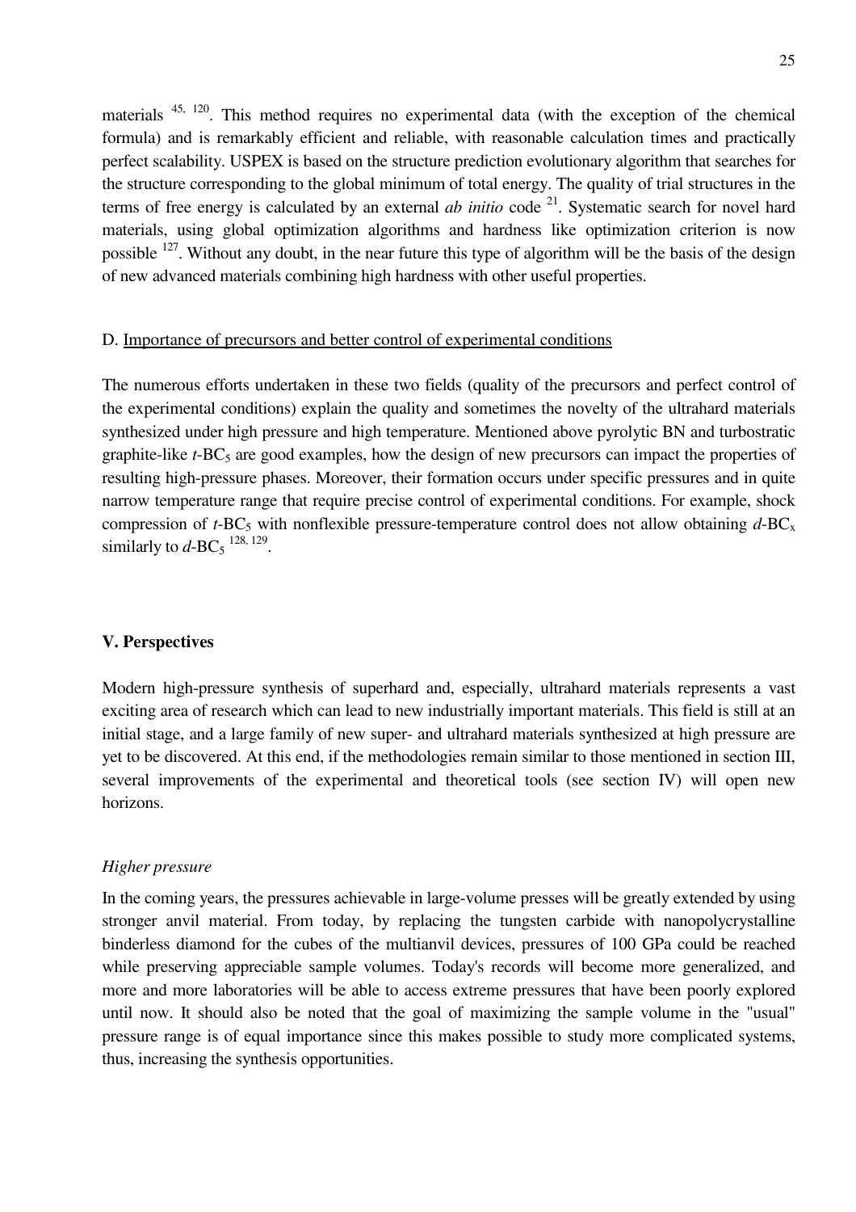materials [45, 120]. This method requires no experimental data (with the exception of the chemical formula) and is remarkably efficient and reliable, with reasonable calculation times and practically perfect scalability. USPEX is based on the structure prediction evolutionary algorithm that searches for the structure corresponding to the global minimum of total energy. The quality of trial structures in the terms of free energy is calculated by an external *ab initio* code [21]. Systematic search for novel hard materials, using global optimization algorithms and hardness like optimization criterion is now possible [127]. Without any doubt, in the near future this type of algorithm will be the basis of the design of new advanced materials combining high hardness with other useful properties.

D. Importance of precursors and better control of experimental conditions

The numerous efforts undertaken in these two fields (quality of the precursors and perfect control of the experimental conditions) explain the quality and sometimes the novelty of the ultrahard materials synthesized under high pressure and high temperature. Mentioned above pyrolytic BN and turbostratic graphite-like *t*-$BC_5$ are good examples, how the design of new precursors can impact the properties of resulting high-pressure phases. Moreover, their formation occurs under specific pressures and in quite narrow temperature range that require precise control of experimental conditions. For example, shock compression of *t*-$BC_5$ with nonflexible pressure-temperature control does not allow obtaining *d*-$BC_x$ similarly to *d*-$BC_5$ [128, 129].

## V. Perspectives

Modern high-pressure synthesis of superhard and, especially, ultrahard materials represents a vast exciting area of research which can lead to new industrially important materials. This field is still at an initial stage, and a large family of new super- and ultrahard materials synthesized at high pressure are yet to be discovered. At this end, if the methodologies remain similar to those mentioned in section III, several improvements of the experimental and theoretical tools (see section IV) will open new horizons.

*Higher pressure*

In the coming years, the pressures achievable in large-volume presses will be greatly extended by using stronger anvil material. From today, by replacing the tungsten carbide with nanopolycrystalline binderless diamond for the cubes of the multianvil devices, pressures of 100 GPa could be reached while preserving appreciable sample volumes. Today's records will become more generalized, and more and more laboratories will be able to access extreme pressures that have been poorly explored until now. It should also be noted that the goal of maximizing the sample volume in the "usual" pressure range is of equal importance since this makes possible to study more complicated systems, thus, increasing the synthesis opportunities.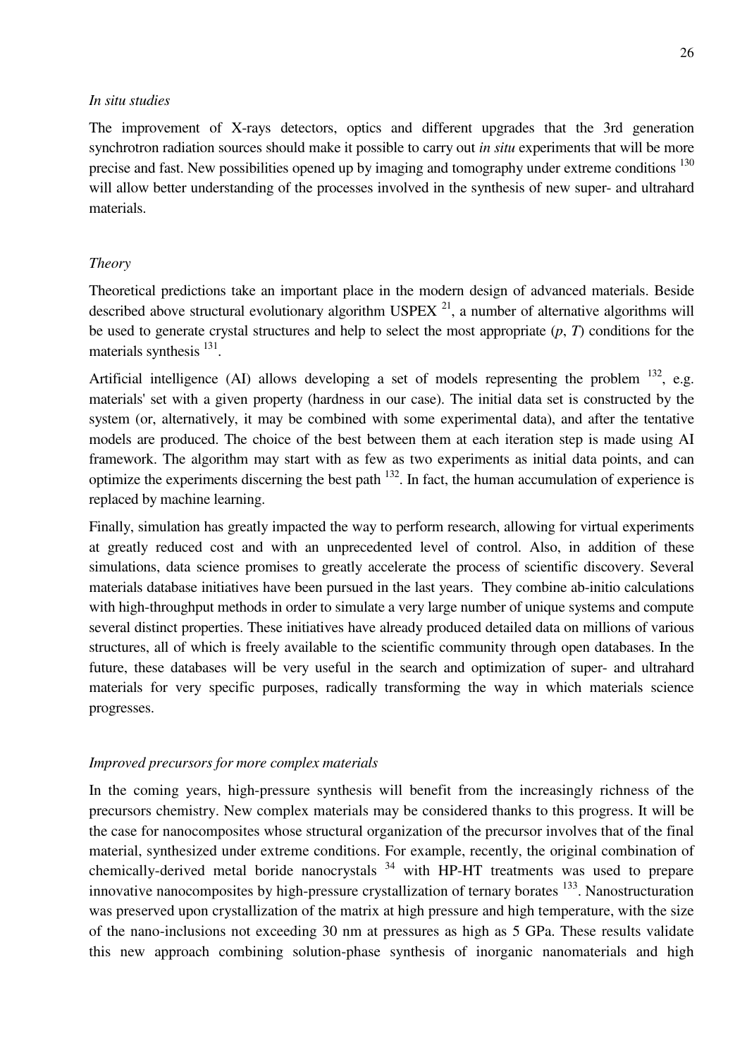*In situ studies*

The improvement of X-rays detectors, optics and different upgrades that the 3rd generation synchrotron radiation sources should make it possible to carry out *in situ* experiments that will be more precise and fast. New possibilities opened up by imaging and tomography under extreme conditions [130] will allow better understanding of the processes involved in the synthesis of new super- and ultrahard materials.

*Theory*

Theoretical predictions take an important place in the modern design of advanced materials. Beside described above structural evolutionary algorithm USPEX [21], a number of alternative algorithms will be used to generate crystal structures and help to select the most appropriate ($p$, $T$) conditions for the materials synthesis [131].

Artificial intelligence (AI) allows developing a set of models representing the problem [132], e.g. materials' set with a given property (hardness in our case). The initial data set is constructed by the system (or, alternatively, it may be combined with some experimental data), and after the tentative models are produced. The choice of the best between them at each iteration step is made using AI framework. The algorithm may start with as few as two experiments as initial data points, and can optimize the experiments discerning the best path [132]. In fact, the human accumulation of experience is replaced by machine learning.

Finally, simulation has greatly impacted the way to perform research, allowing for virtual experiments at greatly reduced cost and with an unprecedented level of control. Also, in addition of these simulations, data science promises to greatly accelerate the process of scientific discovery. Several materials database initiatives have been pursued in the last years. They combine ab-initio calculations with high-throughput methods in order to simulate a very large number of unique systems and compute several distinct properties. These initiatives have already produced detailed data on millions of various structures, all of which is freely available to the scientific community through open databases. In the future, these databases will be very useful in the search and optimization of super- and ultrahard materials for very specific purposes, radically transforming the way in which materials science progresses.

*Improved precursors for more complex materials*

In the coming years, high-pressure synthesis will benefit from the increasingly richness of the precursors chemistry. New complex materials may be considered thanks to this progress. It will be the case for nanocomposites whose structural organization of the precursor involves that of the final material, synthesized under extreme conditions. For example, recently, the original combination of chemically-derived metal boride nanocrystals [34] with HP-HT treatments was used to prepare innovative nanocomposites by high-pressure crystallization of ternary borates [133]. Nanostructuration was preserved upon crystallization of the matrix at high pressure and high temperature, with the size of the nano-inclusions not exceeding 30 nm at pressures as high as 5 GPa. These results validate this new approach combining solution-phase synthesis of inorganic nanomaterials and high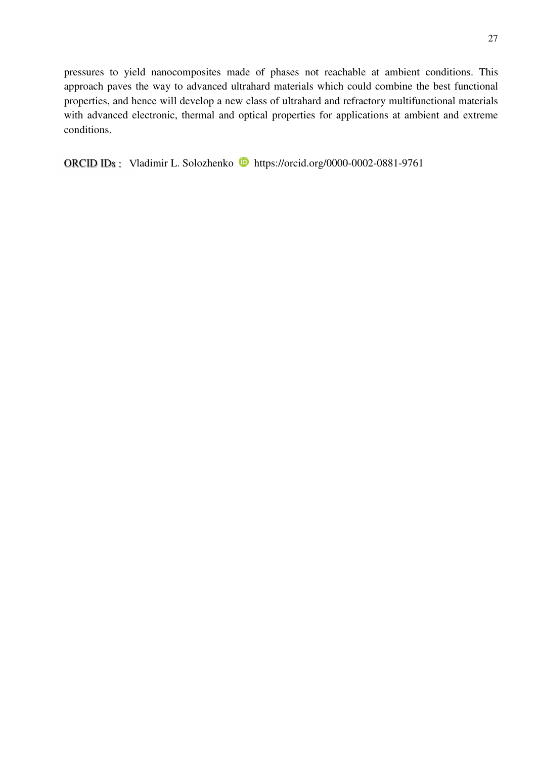pressures to yield nanocomposites made of phases not reachable at ambient conditions. This approach paves the way to advanced ultrahard materials which could combine the best functional properties, and hence will develop a new class of ultrahard and refractory multifunctional materials with advanced electronic, thermal and optical properties for applications at ambient and extreme conditions.

ORCID IDs : Vladimir L. Solozhenko https://orcid.org/0000-0002-0881-9761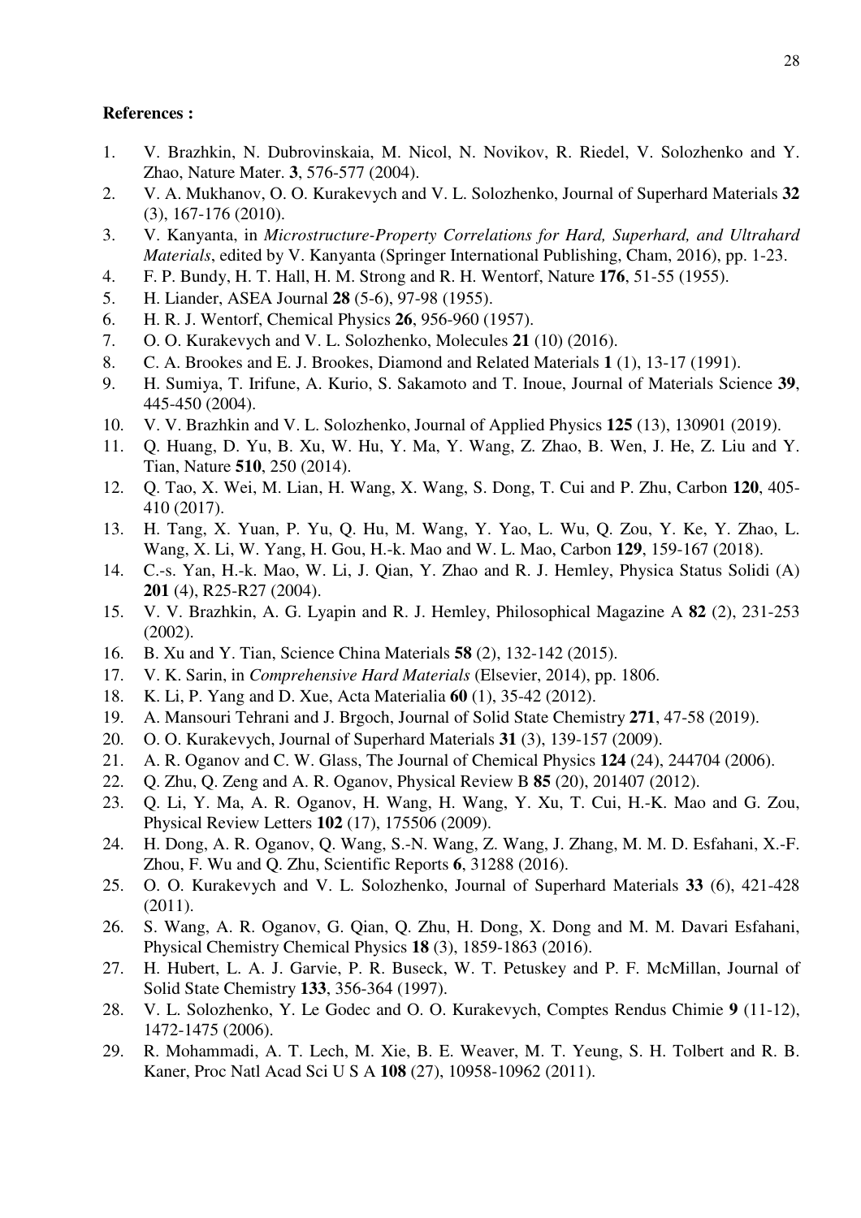**References :**

1. V. Brazhkin, N. Dubrovinskaia, M. Nicol, N. Novikov, R. Riedel, V. Solozhenko and Y. Zhao, Nature Mater. **3**, 576-577 (2004).
2. V. A. Mukhanov, O. O. Kurakevych and V. L. Solozhenko, Journal of Superhard Materials **32** (3), 167-176 (2010).
3. V. Kanyanta, in *Microstructure-Property Correlations for Hard, Superhard, and Ultrahard Materials*, edited by V. Kanyanta (Springer International Publishing, Cham, 2016), pp. 1-23.
4. F. P. Bundy, H. T. Hall, H. M. Strong and R. H. Wentorf, Nature **176**, 51-55 (1955).
5. H. Liander, ASEA Journal **28** (5-6), 97-98 (1955).
6. H. R. J. Wentorf, Chemical Physics **26**, 956-960 (1957).
7. O. O. Kurakevych and V. L. Solozhenko, Molecules **21** (10) (2016).
8. C. A. Brookes and E. J. Brookes, Diamond and Related Materials **1** (1), 13-17 (1991).
9. H. Sumiya, T. Irifune, A. Kurio, S. Sakamoto and T. Inoue, Journal of Materials Science **39**, 445-450 (2004).
10. V. V. Brazhkin and V. L. Solozhenko, Journal of Applied Physics **125** (13), 130901 (2019).
11. Q. Huang, D. Yu, B. Xu, W. Hu, Y. Ma, Y. Wang, Z. Zhao, B. Wen, J. He, Z. Liu and Y. Tian, Nature **510**, 250 (2014).
12. Q. Tao, X. Wei, M. Lian, H. Wang, X. Wang, S. Dong, T. Cui and P. Zhu, Carbon **120**, 405-410 (2017).
13. H. Tang, X. Yuan, P. Yu, Q. Hu, M. Wang, Y. Yao, L. Wu, Q. Zou, Y. Ke, Y. Zhao, L. Wang, X. Li, W. Yang, H. Gou, H.-k. Mao and W. L. Mao, Carbon **129**, 159-167 (2018).
14. C.-s. Yan, H.-k. Mao, W. Li, J. Qian, Y. Zhao and R. J. Hemley, Physica Status Solidi (A) **201** (4), R25-R27 (2004).
15. V. V. Brazhkin, A. G. Lyapin and R. J. Hemley, Philosophical Magazine A **82** (2), 231-253 (2002).
16. B. Xu and Y. Tian, Science China Materials **58** (2), 132-142 (2015).
17. V. K. Sarin, in *Comprehensive Hard Materials* (Elsevier, 2014), pp. 1806.
18. K. Li, P. Yang and D. Xue, Acta Materialia **60** (1), 35-42 (2012).
19. A. Mansouri Tehrani and J. Brgoch, Journal of Solid State Chemistry **271**, 47-58 (2019).
20. O. O. Kurakevych, Journal of Superhard Materials **31** (3), 139-157 (2009).
21. A. R. Oganov and C. W. Glass, The Journal of Chemical Physics **124** (24), 244704 (2006).
22. Q. Zhu, Q. Zeng and A. R. Oganov, Physical Review B **85** (20), 201407 (2012).
23. Q. Li, Y. Ma, A. R. Oganov, H. Wang, H. Wang, Y. Xu, T. Cui, H.-K. Mao and G. Zou, Physical Review Letters **102** (17), 175506 (2009).
24. H. Dong, A. R. Oganov, Q. Wang, S.-N. Wang, Z. Wang, J. Zhang, M. M. D. Esfahani, X.-F. Zhou, F. Wu and Q. Zhu, Scientific Reports **6**, 31288 (2016).
25. O. O. Kurakevych and V. L. Solozhenko, Journal of Superhard Materials **33** (6), 421-428 (2011).
26. S. Wang, A. R. Oganov, G. Qian, Q. Zhu, H. Dong, X. Dong and M. M. Davari Esfahani, Physical Chemistry Chemical Physics **18** (3), 1859-1863 (2016).
27. H. Hubert, L. A. J. Garvie, P. R. Buseck, W. T. Petuskey and P. F. McMillan, Journal of Solid State Chemistry **133**, 356-364 (1997).
28. V. L. Solozhenko, Y. Le Godec and O. O. Kurakevych, Comptes Rendus Chimie **9** (11-12), 1472-1475 (2006).
29. R. Mohammadi, A. T. Lech, M. Xie, B. E. Weaver, M. T. Yeung, S. H. Tolbert and R. B. Kaner, Proc Natl Acad Sci U S A **108** (27), 10958-10962 (2011).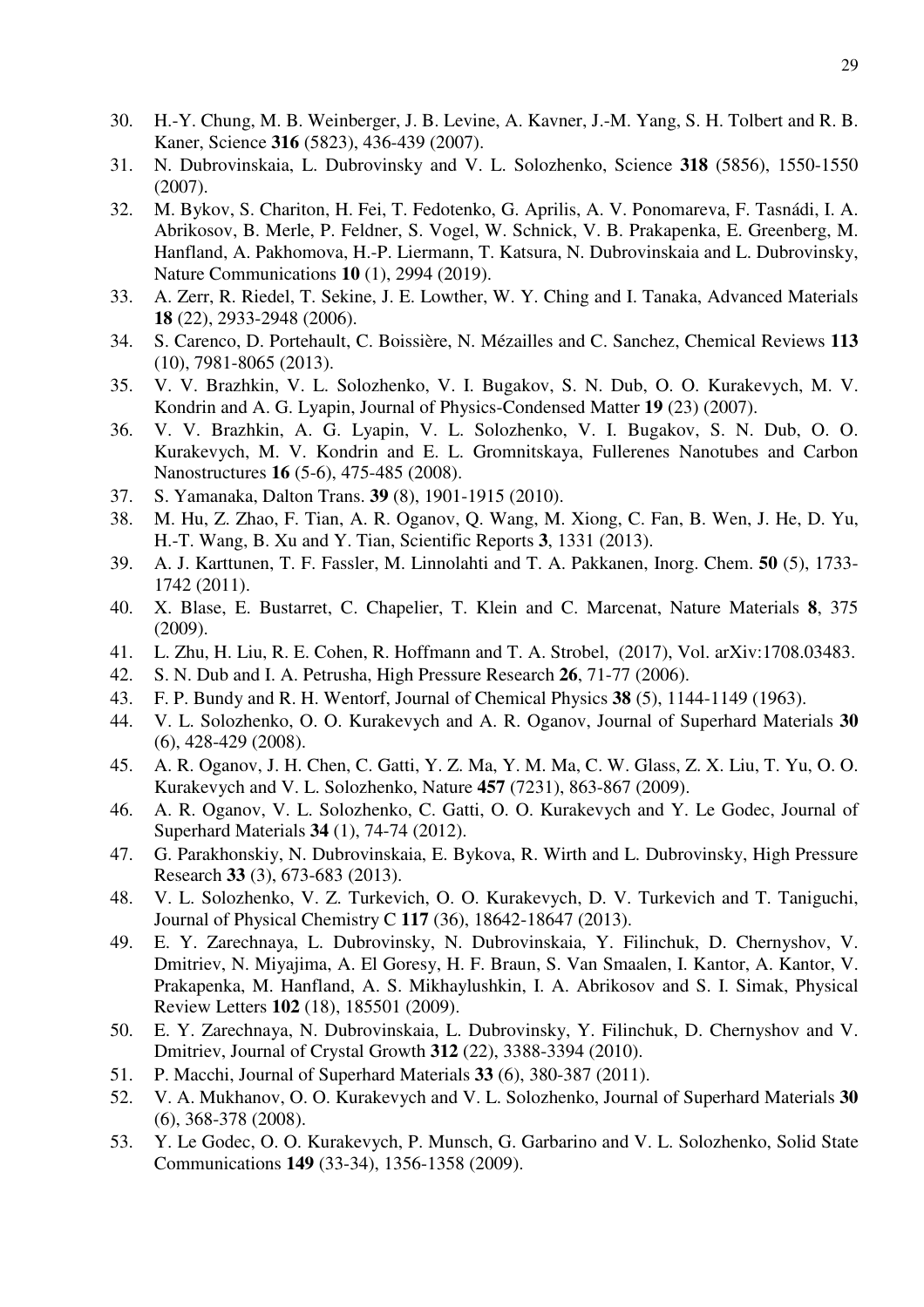30. H.-Y. Chung, M. B. Weinberger, J. B. Levine, A. Kavner, J.-M. Yang, S. H. Tolbert and R. B. Kaner, Science **316** (5823), 436-439 (2007).
31. N. Dubrovinskaia, L. Dubrovinsky and V. L. Solozhenko, Science **318** (5856), 1550-1550 (2007).
32. M. Bykov, S. Chariton, H. Fei, T. Fedotenko, G. Aprilis, A. V. Ponomareva, F. Tasnádi, I. A. Abrikosov, B. Merle, P. Feldner, S. Vogel, W. Schnick, V. B. Prakapenka, E. Greenberg, M. Hanfland, A. Pakhomova, H.-P. Liermann, T. Katsura, N. Dubrovinskaia and L. Dubrovinsky, Nature Communications **10** (1), 2994 (2019).
33. A. Zerr, R. Riedel, T. Sekine, J. E. Lowther, W. Y. Ching and I. Tanaka, Advanced Materials **18** (22), 2933-2948 (2006).
34. S. Carenco, D. Portehault, C. Boissière, N. Mézailles and C. Sanchez, Chemical Reviews **113** (10), 7981-8065 (2013).
35. V. V. Brazhkin, V. L. Solozhenko, V. I. Bugakov, S. N. Dub, O. O. Kurakevych, M. V. Kondrin and A. G. Lyapin, Journal of Physics-Condensed Matter **19** (23) (2007).
36. V. V. Brazhkin, A. G. Lyapin, V. L. Solozhenko, V. I. Bugakov, S. N. Dub, O. O. Kurakevych, M. V. Kondrin and E. L. Gromnitskaya, Fullerenes Nanotubes and Carbon Nanostructures **16** (5-6), 475-485 (2008).
37. S. Yamanaka, Dalton Trans. **39** (8), 1901-1915 (2010).
38. M. Hu, Z. Zhao, F. Tian, A. R. Oganov, Q. Wang, M. Xiong, C. Fan, B. Wen, J. He, D. Yu, H.-T. Wang, B. Xu and Y. Tian, Scientific Reports **3**, 1331 (2013).
39. A. J. Karttunen, T. F. Fassler, M. Linnolahti and T. A. Pakkanen, Inorg. Chem. **50** (5), 1733-1742 (2011).
40. X. Blase, E. Bustarret, C. Chapelier, T. Klein and C. Marcenat, Nature Materials **8**, 375 (2009).
41. L. Zhu, H. Liu, R. E. Cohen, R. Hoffmann and T. A. Strobel, (2017), Vol. arXiv:1708.03483.
42. S. N. Dub and I. A. Petrusha, High Pressure Research **26**, 71-77 (2006).
43. F. P. Bundy and R. H. Wentorf, Journal of Chemical Physics **38** (5), 1144-1149 (1963).
44. V. L. Solozhenko, O. O. Kurakevych and A. R. Oganov, Journal of Superhard Materials **30** (6), 428-429 (2008).
45. A. R. Oganov, J. H. Chen, C. Gatti, Y. Z. Ma, Y. M. Ma, C. W. Glass, Z. X. Liu, T. Yu, O. O. Kurakevych and V. L. Solozhenko, Nature **457** (7231), 863-867 (2009).
46. A. R. Oganov, V. L. Solozhenko, C. Gatti, O. O. Kurakevych and Y. Le Godec, Journal of Superhard Materials **34** (1), 74-74 (2012).
47. G. Parakhonskiy, N. Dubrovinskaia, E. Bykova, R. Wirth and L. Dubrovinsky, High Pressure Research **33** (3), 673-683 (2013).
48. V. L. Solozhenko, V. Z. Turkevich, O. O. Kurakevych, D. V. Turkevich and T. Taniguchi, Journal of Physical Chemistry C **117** (36), 18642-18647 (2013).
49. E. Y. Zarechnaya, L. Dubrovinsky, N. Dubrovinskaia, Y. Filinchuk, D. Chernyshov, V. Dmitriev, N. Miyajima, A. El Goresy, H. F. Braun, S. Van Smaalen, I. Kantor, A. Kantor, V. Prakapenka, M. Hanfland, A. S. Mikhaylushkin, I. A. Abrikosov and S. I. Simak, Physical Review Letters **102** (18), 185501 (2009).
50. E. Y. Zarechnaya, N. Dubrovinskaia, L. Dubrovinsky, Y. Filinchuk, D. Chernyshov and V. Dmitriev, Journal of Crystal Growth **312** (22), 3388-3394 (2010).
51. P. Macchi, Journal of Superhard Materials **33** (6), 380-387 (2011).
52. V. A. Mukhanov, O. O. Kurakevych and V. L. Solozhenko, Journal of Superhard Materials **30** (6), 368-378 (2008).
53. Y. Le Godec, O. O. Kurakevych, P. Munsch, G. Garbarino and V. L. Solozhenko, Solid State Communications **149** (33-34), 1356-1358 (2009).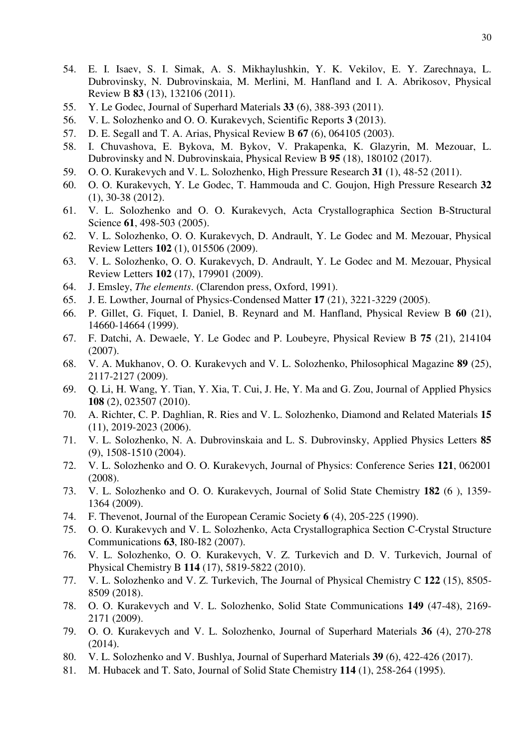54. E. I. Isaev, S. I. Simak, A. S. Mikhaylushkin, Y. K. Vekilov, E. Y. Zarechnaya, L. Dubrovinsky, N. Dubrovinskaia, M. Merlini, M. Hanfland and I. A. Abrikosov, Physical Review B **83** (13), 132106 (2011).
55. Y. Le Godec, Journal of Superhard Materials **33** (6), 388-393 (2011).
56. V. L. Solozhenko and O. O. Kurakevych, Scientific Reports **3** (2013).
57. D. E. Segall and T. A. Arias, Physical Review B **67** (6), 064105 (2003).
58. I. Chuvashova, E. Bykova, M. Bykov, V. Prakapenka, K. Glazyrin, M. Mezouar, L. Dubrovinsky and N. Dubrovinskaia, Physical Review B **95** (18), 180102 (2017).
59. O. O. Kurakevych and V. L. Solozhenko, High Pressure Research **31** (1), 48-52 (2011).
60. O. O. Kurakevych, Y. Le Godec, T. Hammouda and C. Goujon, High Pressure Research **32** (1), 30-38 (2012).
61. V. L. Solozhenko and O. O. Kurakevych, Acta Crystallographica Section B-Structural Science **61**, 498-503 (2005).
62. V. L. Solozhenko, O. O. Kurakevych, D. Andrault, Y. Le Godec and M. Mezouar, Physical Review Letters **102** (1), 015506 (2009).
63. V. L. Solozhenko, O. O. Kurakevych, D. Andrault, Y. Le Godec and M. Mezouar, Physical Review Letters **102** (17), 179901 (2009).
64. J. Emsley, *The elements*. (Clarendon press, Oxford, 1991).
65. J. E. Lowther, Journal of Physics-Condensed Matter **17** (21), 3221-3229 (2005).
66. P. Gillet, G. Fiquet, I. Daniel, B. Reynard and M. Hanfland, Physical Review B **60** (21), 14660-14664 (1999).
67. F. Datchi, A. Dewaele, Y. Le Godec and P. Loubeyre, Physical Review B **75** (21), 214104 (2007).
68. V. A. Mukhanov, O. O. Kurakevych and V. L. Solozhenko, Philosophical Magazine **89** (25), 2117-2127 (2009).
69. Q. Li, H. Wang, Y. Tian, Y. Xia, T. Cui, J. He, Y. Ma and G. Zou, Journal of Applied Physics **108** (2), 023507 (2010).
70. A. Richter, C. P. Daghlian, R. Ries and V. L. Solozhenko, Diamond and Related Materials **15** (11), 2019-2023 (2006).
71. V. L. Solozhenko, N. A. Dubrovinskaia and L. S. Dubrovinsky, Applied Physics Letters **85** (9), 1508-1510 (2004).
72. V. L. Solozhenko and O. O. Kurakevych, Journal of Physics: Conference Series **121**, 062001 (2008).
73. V. L. Solozhenko and O. O. Kurakevych, Journal of Solid State Chemistry **182** (6 ), 1359-1364 (2009).
74. F. Thevenot, Journal of the European Ceramic Society **6** (4), 205-225 (1990).
75. O. O. Kurakevych and V. L. Solozhenko, Acta Crystallographica Section C-Crystal Structure Communications **63**, I80-I82 (2007).
76. V. L. Solozhenko, O. O. Kurakevych, V. Z. Turkevich and D. V. Turkevich, Journal of Physical Chemistry B **114** (17), 5819-5822 (2010).
77. V. L. Solozhenko and V. Z. Turkevich, The Journal of Physical Chemistry C **122** (15), 8505-8509 (2018).
78. O. O. Kurakevych and V. L. Solozhenko, Solid State Communications **149** (47-48), 2169-2171 (2009).
79. O. O. Kurakevych and V. L. Solozhenko, Journal of Superhard Materials **36** (4), 270-278 (2014).
80. V. L. Solozhenko and V. Bushlya, Journal of Superhard Materials **39** (6), 422-426 (2017).
81. M. Hubacek and T. Sato, Journal of Solid State Chemistry **114** (1), 258-264 (1995).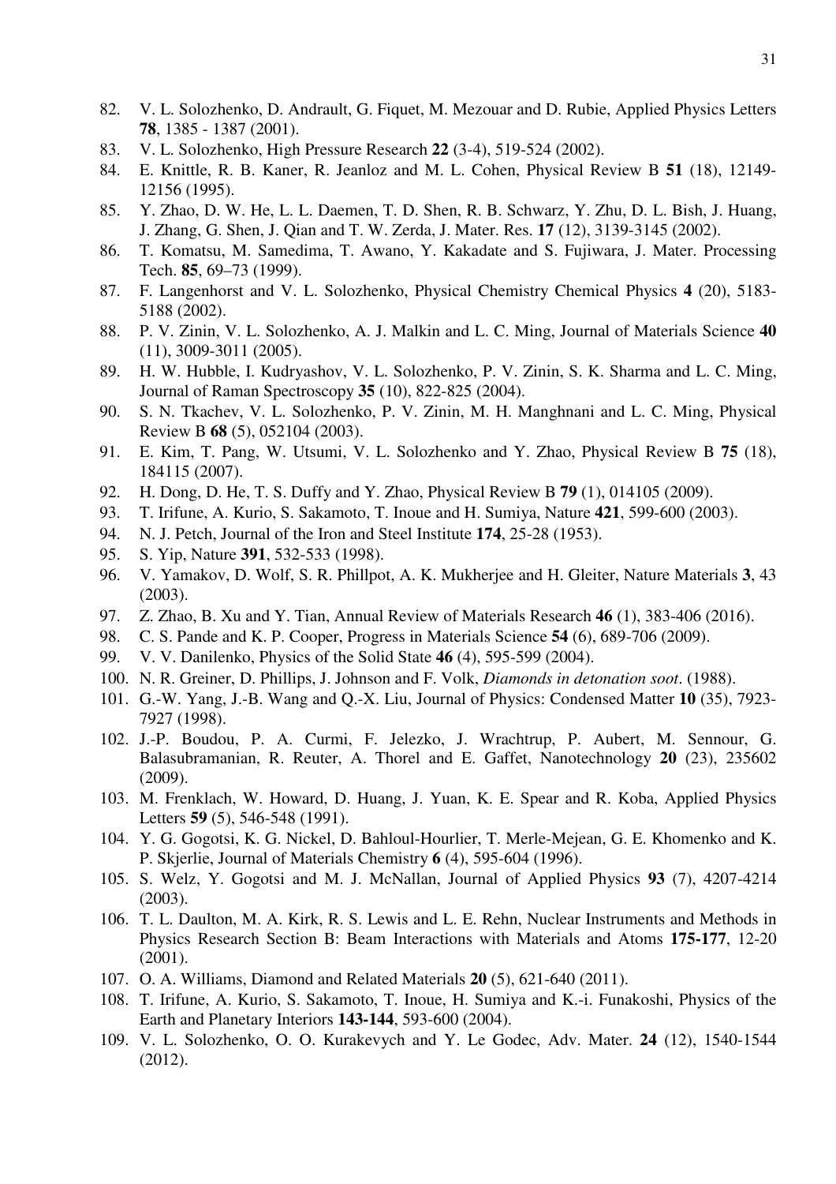82. V. L. Solozhenko, D. Andrault, G. Fiquet, M. Mezouar and D. Rubie, Applied Physics Letters **78**, 1385 - 1387 (2001).
83. V. L. Solozhenko, High Pressure Research **22** (3-4), 519-524 (2002).
84. E. Knittle, R. B. Kaner, R. Jeanloz and M. L. Cohen, Physical Review B **51** (18), 12149-12156 (1995).
85. Y. Zhao, D. W. He, L. L. Daemen, T. D. Shen, R. B. Schwarz, Y. Zhu, D. L. Bish, J. Huang, J. Zhang, G. Shen, J. Qian and T. W. Zerda, J. Mater. Res. **17** (12), 3139-3145 (2002).
86. T. Komatsu, M. Samedima, T. Awano, Y. Kakadate and S. Fujiwara, J. Mater. Processing Tech. **85**, 69–73 (1999).
87. F. Langenhorst and V. L. Solozhenko, Physical Chemistry Chemical Physics **4** (20), 5183-5188 (2002).
88. P. V. Zinin, V. L. Solozhenko, A. J. Malkin and L. C. Ming, Journal of Materials Science **40** (11), 3009-3011 (2005).
89. H. W. Hubble, I. Kudryashov, V. L. Solozhenko, P. V. Zinin, S. K. Sharma and L. C. Ming, Journal of Raman Spectroscopy **35** (10), 822-825 (2004).
90. S. N. Tkachev, V. L. Solozhenko, P. V. Zinin, M. H. Manghnani and L. C. Ming, Physical Review B **68** (5), 052104 (2003).
91. E. Kim, T. Pang, W. Utsumi, V. L. Solozhenko and Y. Zhao, Physical Review B **75** (18), 184115 (2007).
92. H. Dong, D. He, T. S. Duffy and Y. Zhao, Physical Review B **79** (1), 014105 (2009).
93. T. Irifune, A. Kurio, S. Sakamoto, T. Inoue and H. Sumiya, Nature **421**, 599-600 (2003).
94. N. J. Petch, Journal of the Iron and Steel Institute **174**, 25-28 (1953).
95. S. Yip, Nature **391**, 532-533 (1998).
96. V. Yamakov, D. Wolf, S. R. Phillpot, A. K. Mukherjee and H. Gleiter, Nature Materials **3**, 43 (2003).
97. Z. Zhao, B. Xu and Y. Tian, Annual Review of Materials Research **46** (1), 383-406 (2016).
98. C. S. Pande and K. P. Cooper, Progress in Materials Science **54** (6), 689-706 (2009).
99. V. V. Danilenko, Physics of the Solid State **46** (4), 595-599 (2004).
100. N. R. Greiner, D. Phillips, J. Johnson and F. Volk, *Diamonds in detonation soot*. (1988).
101. G.-W. Yang, J.-B. Wang and Q.-X. Liu, Journal of Physics: Condensed Matter **10** (35), 7923-7927 (1998).
102. J.-P. Boudou, P. A. Curmi, F. Jelezko, J. Wrachtrup, P. Aubert, M. Sennour, G. Balasubramanian, R. Reuter, A. Thorel and E. Gaffet, Nanotechnology **20** (23), 235602 (2009).
103. M. Frenklach, W. Howard, D. Huang, J. Yuan, K. E. Spear and R. Koba, Applied Physics Letters **59** (5), 546-548 (1991).
104. Y. G. Gogotsi, K. G. Nickel, D. Bahloul-Hourlier, T. Merle-Mejean, G. E. Khomenko and K. P. Skjerlie, Journal of Materials Chemistry **6** (4), 595-604 (1996).
105. S. Welz, Y. Gogotsi and M. J. McNallan, Journal of Applied Physics **93** (7), 4207-4214 (2003).
106. T. L. Daulton, M. A. Kirk, R. S. Lewis and L. E. Rehn, Nuclear Instruments and Methods in Physics Research Section B: Beam Interactions with Materials and Atoms **175-177**, 12-20 (2001).
107. O. A. Williams, Diamond and Related Materials **20** (5), 621-640 (2011).
108. T. Irifune, A. Kurio, S. Sakamoto, T. Inoue, H. Sumiya and K.-i. Funakoshi, Physics of the Earth and Planetary Interiors **143-144**, 593-600 (2004).
109. V. L. Solozhenko, O. O. Kurakevych and Y. Le Godec, Adv. Mater. **24** (12), 1540-1544 (2012).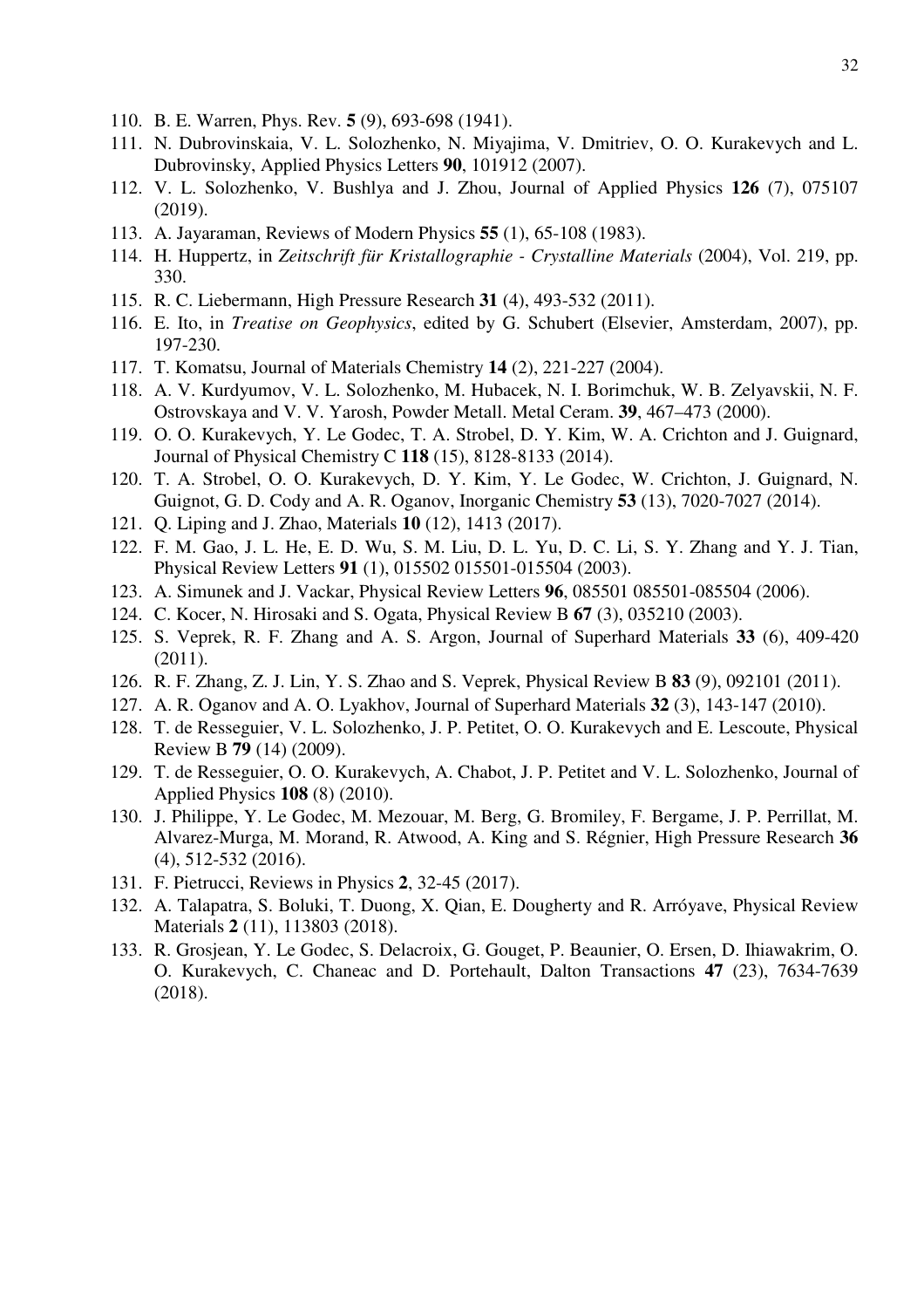110. B. E. Warren, Phys. Rev. **5** (9), 693-698 (1941).
111. N. Dubrovinskaia, V. L. Solozhenko, N. Miyajima, V. Dmitriev, O. O. Kurakevych and L. Dubrovinsky, Applied Physics Letters **90**, 101912 (2007).
112. V. L. Solozhenko, V. Bushlya and J. Zhou, Journal of Applied Physics **126** (7), 075107 (2019).
113. A. Jayaraman, Reviews of Modern Physics **55** (1), 65-108 (1983).
114. H. Huppertz, in *Zeitschrift für Kristallographie - Crystalline Materials* (2004), Vol. 219, pp. 330.
115. R. C. Liebermann, High Pressure Research **31** (4), 493-532 (2011).
116. E. Ito, in *Treatise on Geophysics*, edited by G. Schubert (Elsevier, Amsterdam, 2007), pp. 197-230.
117. T. Komatsu, Journal of Materials Chemistry **14** (2), 221-227 (2004).
118. A. V. Kurdyumov, V. L. Solozhenko, M. Hubacek, N. I. Borimchuk, W. B. Zelyavskii, N. F. Ostrovskaya and V. V. Yarosh, Powder Metall. Metal Ceram. **39**, 467–473 (2000).
119. O. O. Kurakevych, Y. Le Godec, T. A. Strobel, D. Y. Kim, W. A. Crichton and J. Guignard, Journal of Physical Chemistry C **118** (15), 8128-8133 (2014).
120. T. A. Strobel, O. O. Kurakevych, D. Y. Kim, Y. Le Godec, W. Crichton, J. Guignard, N. Guignot, G. D. Cody and A. R. Oganov, Inorganic Chemistry **53** (13), 7020-7027 (2014).
121. Q. Liping and J. Zhao, Materials **10** (12), 1413 (2017).
122. F. M. Gao, J. L. He, E. D. Wu, S. M. Liu, D. L. Yu, D. C. Li, S. Y. Zhang and Y. J. Tian, Physical Review Letters **91** (1), 015502 015501-015504 (2003).
123. A. Simunek and J. Vackar, Physical Review Letters **96**, 085501 085501-085504 (2006).
124. C. Kocer, N. Hirosaki and S. Ogata, Physical Review B **67** (3), 035210 (2003).
125. S. Veprek, R. F. Zhang and A. S. Argon, Journal of Superhard Materials **33** (6), 409-420 (2011).
126. R. F. Zhang, Z. J. Lin, Y. S. Zhao and S. Veprek, Physical Review B **83** (9), 092101 (2011).
127. A. R. Oganov and A. O. Lyakhov, Journal of Superhard Materials **32** (3), 143-147 (2010).
128. T. de Resseguier, V. L. Solozhenko, J. P. Petitet, O. O. Kurakevych and E. Lescoute, Physical Review B **79** (14) (2009).
129. T. de Resseguier, O. O. Kurakevych, A. Chabot, J. P. Petitet and V. L. Solozhenko, Journal of Applied Physics **108** (8) (2010).
130. J. Philippe, Y. Le Godec, M. Mezouar, M. Berg, G. Bromiley, F. Bergame, J. P. Perrillat, M. Alvarez-Murga, M. Morand, R. Atwood, A. King and S. Régnier, High Pressure Research **36** (4), 512-532 (2016).
131. F. Pietrucci, Reviews in Physics **2**, 32-45 (2017).
132. A. Talapatra, S. Boluki, T. Duong, X. Qian, E. Dougherty and R. Arróyave, Physical Review Materials **2** (11), 113803 (2018).
133. R. Grosjean, Y. Le Godec, S. Delacroix, G. Gouget, P. Beaunier, O. Ersen, D. Ihiawakrim, O. O. Kurakevych, C. Chaneac and D. Portehault, Dalton Transactions **47** (23), 7634-7639 (2018).